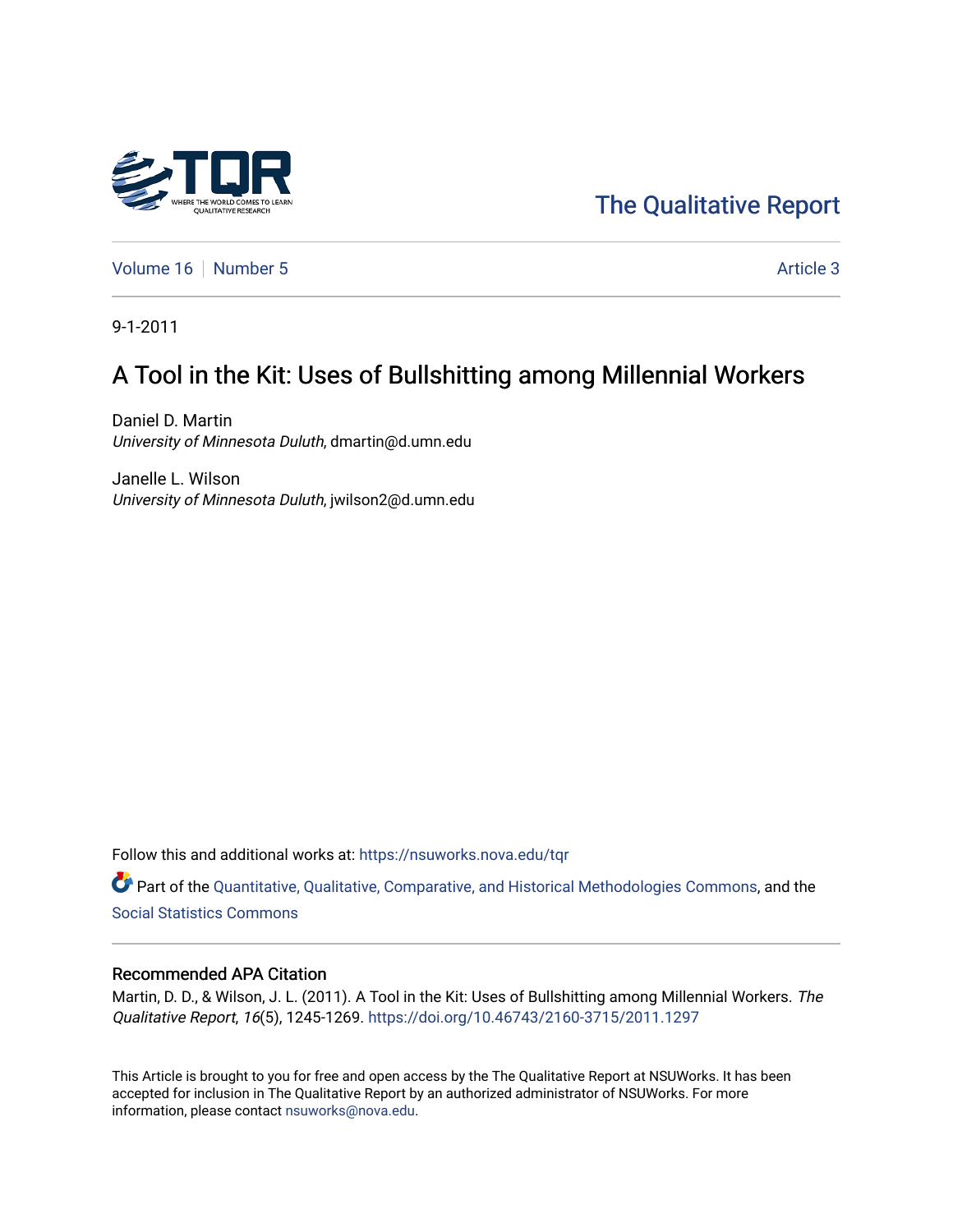The Qualitative Report

Volume 16 | Number 5 | Article 3

9-1-2011

# A Tool in the Kit: Uses of Bullshitting among Millennial Workers

Daniel D. Martin
*University of Minnesota Duluth*, dmartin@d.umn.edu

Janelle L. Wilson
*University of Minnesota Duluth*, jwilson2@d.umn.edu

Follow this and additional works at: https://nsuworks.nova.edu/tqr

Part of the Quantitative, Qualitative, Comparative, and Historical Methodologies Commons, and the Social Statistics Commons

## Recommended APA Citation

Martin, D. D., & Wilson, J. L. (2011). A Tool in the Kit: Uses of Bullshitting among Millennial Workers. *The Qualitative Report*, *16*(5), 1245-1269. https://doi.org/10.46743/2160-3715/2011.1297

This Article is brought to you for free and open access by the The Qualitative Report at NSUWorks. It has been accepted for inclusion in The Qualitative Report by an authorized administrator of NSUWorks. For more information, please contact nsuworks@nova.edu.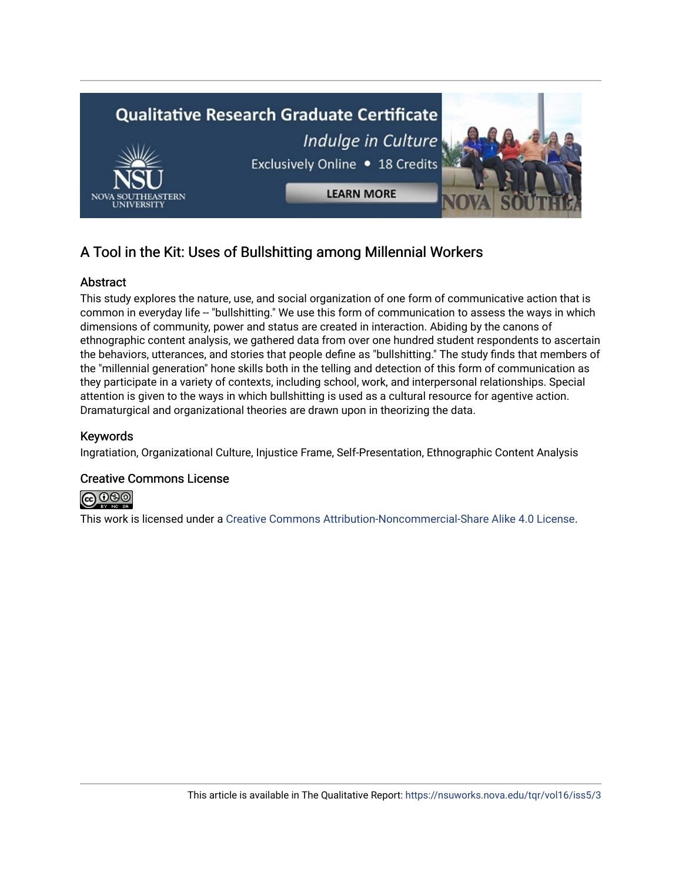# A Tool in the Kit: Uses of Bullshitting among Millennial Workers

## Abstract

This study explores the nature, use, and social organization of one form of communicative action that is common in everyday life -- "bullshitting." We use this form of communication to assess the ways in which dimensions of community, power and status are created in interaction. Abiding by the canons of ethnographic content analysis, we gathered data from over one hundred student respondents to ascertain the behaviors, utterances, and stories that people define as "bullshitting." The study finds that members of the "millennial generation" hone skills both in the telling and detection of this form of communication as they participate in a variety of contexts, including school, work, and interpersonal relationships. Special attention is given to the ways in which bullshitting is used as a cultural resource for agentive action. Dramaturgical and organizational theories are drawn upon in theorizing the data.

## Keywords

Ingratiation, Organizational Culture, Injustice Frame, Self-Presentation, Ethnographic Content Analysis

## Creative Commons License

This work is licensed under a Creative Commons Attribution-Noncommercial-Share Alike 4.0 License.

This article is available in The Qualitative Report: https://nsuworks.nova.edu/tqr/vol16/iss5/3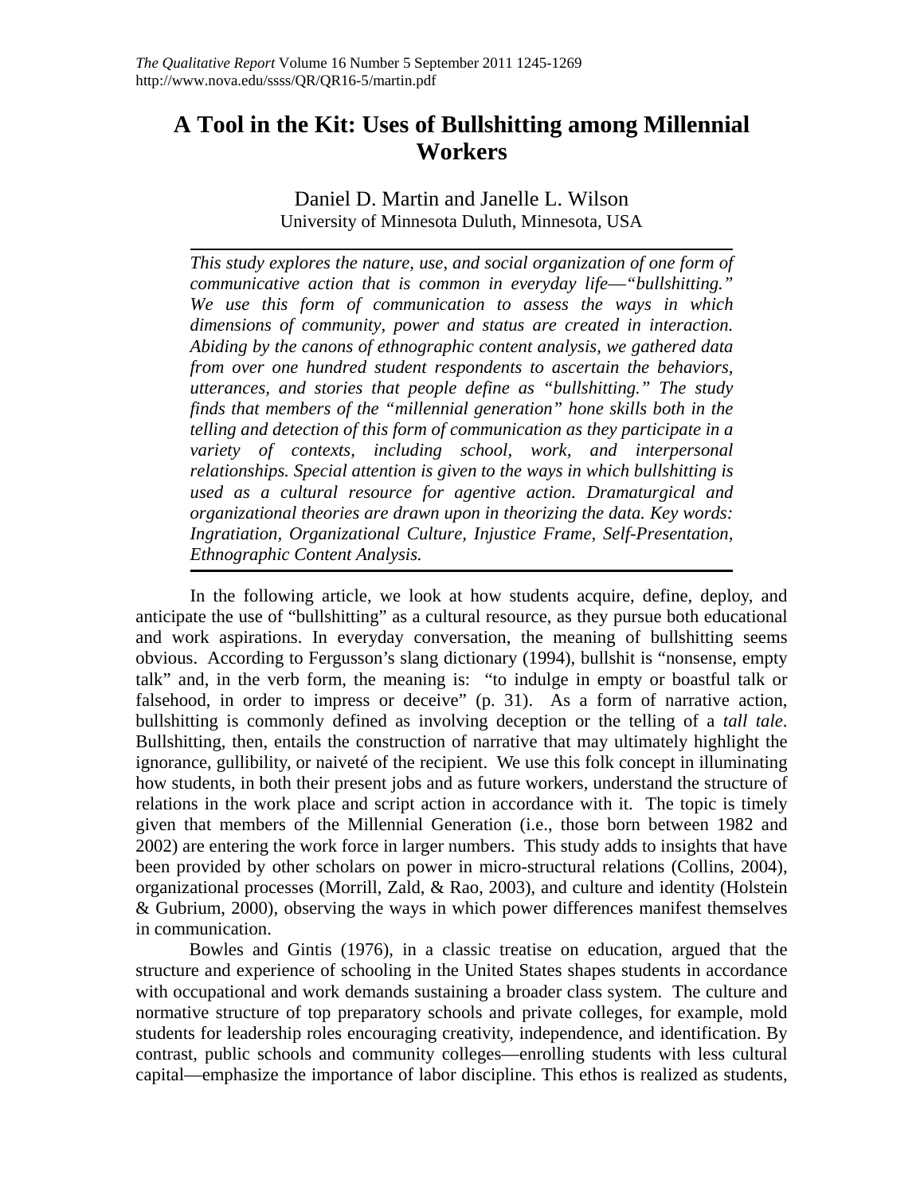# A Tool in the Kit: Uses of Bullshitting among Millennial Workers

Daniel D. Martin and Janelle L. Wilson
University of Minnesota Duluth, Minnesota, USA

*This study explores the nature, use, and social organization of one form of communicative action that is common in everyday life—"bullshitting." We use this form of communication to assess the ways in which dimensions of community, power and status are created in interaction. Abiding by the canons of ethnographic content analysis, we gathered data from over one hundred student respondents to ascertain the behaviors, utterances, and stories that people define as "bullshitting." The study finds that members of the "millennial generation" hone skills both in the telling and detection of this form of communication as they participate in a variety of contexts, including school, work, and interpersonal relationships. Special attention is given to the ways in which bullshitting is used as a cultural resource for agentive action. Dramaturgical and organizational theories are drawn upon in theorizing the data. Key words: Ingratiation, Organizational Culture, Injustice Frame, Self-Presentation, Ethnographic Content Analysis.*

In the following article, we look at how students acquire, define, deploy, and anticipate the use of "bullshitting" as a cultural resource, as they pursue both educational and work aspirations. In everyday conversation, the meaning of bullshitting seems obvious. According to Fergusson's slang dictionary (1994), bullshit is "nonsense, empty talk" and, in the verb form, the meaning is: "to indulge in empty or boastful talk or falsehood, in order to impress or deceive" (p. 31). As a form of narrative action, bullshitting is commonly defined as involving deception or the telling of a *tall tale*. Bullshitting, then, entails the construction of narrative that may ultimately highlight the ignorance, gullibility, or naiveté of the recipient. We use this folk concept in illuminating how students, in both their present jobs and as future workers, understand the structure of relations in the work place and script action in accordance with it. The topic is timely given that members of the Millennial Generation (i.e., those born between 1982 and 2002) are entering the work force in larger numbers. This study adds to insights that have been provided by other scholars on power in micro-structural relations (Collins, 2004), organizational processes (Morrill, Zald, & Rao, 2003), and culture and identity (Holstein & Gubrium, 2000), observing the ways in which power differences manifest themselves in communication.

Bowles and Gintis (1976), in a classic treatise on education, argued that the structure and experience of schooling in the United States shapes students in accordance with occupational and work demands sustaining a broader class system. The culture and normative structure of top preparatory schools and private colleges, for example, mold students for leadership roles encouraging creativity, independence, and identification. By contrast, public schools and community colleges—enrolling students with less cultural capital—emphasize the importance of labor discipline. This ethos is realized as students,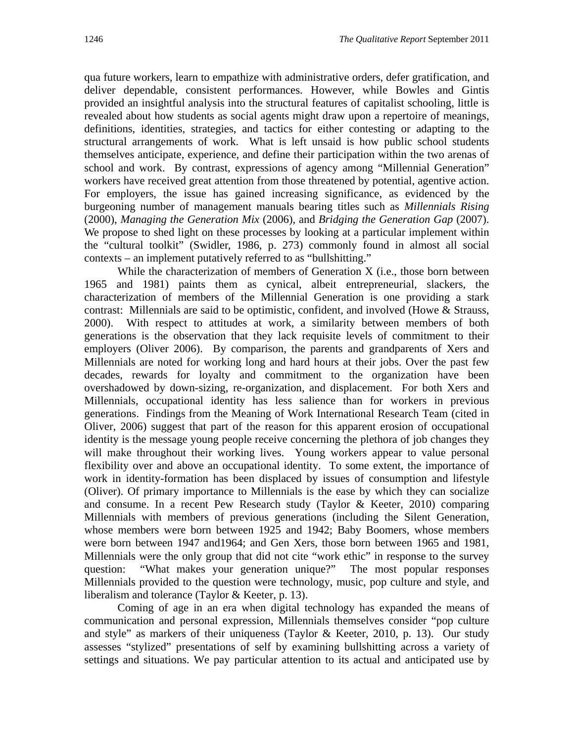qua future workers, learn to empathize with administrative orders, defer gratification, and deliver dependable, consistent performances. However, while Bowles and Gintis provided an insightful analysis into the structural features of capitalist schooling, little is revealed about how students as social agents might draw upon a repertoire of meanings, definitions, identities, strategies, and tactics for either contesting or adapting to the structural arrangements of work. What is left unsaid is how public school students themselves anticipate, experience, and define their participation within the two arenas of school and work. By contrast, expressions of agency among "Millennial Generation" workers have received great attention from those threatened by potential, agentive action. For employers, the issue has gained increasing significance, as evidenced by the burgeoning number of management manuals bearing titles such as *Millennials Rising* (2000), *Managing the Generation Mix* (2006), and *Bridging the Generation Gap* (2007). We propose to shed light on these processes by looking at a particular implement within the "cultural toolkit" (Swidler, 1986, p. 273) commonly found in almost all social contexts – an implement putatively referred to as "bullshitting."

While the characterization of members of Generation X (i.e., those born between 1965 and 1981) paints them as cynical, albeit entrepreneurial, slackers, the characterization of members of the Millennial Generation is one providing a stark contrast: Millennials are said to be optimistic, confident, and involved (Howe & Strauss, 2000). With respect to attitudes at work, a similarity between members of both generations is the observation that they lack requisite levels of commitment to their employers (Oliver 2006). By comparison, the parents and grandparents of Xers and Millennials are noted for working long and hard hours at their jobs. Over the past few decades, rewards for loyalty and commitment to the organization have been overshadowed by down-sizing, re-organization, and displacement. For both Xers and Millennials, occupational identity has less salience than for workers in previous generations. Findings from the Meaning of Work International Research Team (cited in Oliver, 2006) suggest that part of the reason for this apparent erosion of occupational identity is the message young people receive concerning the plethora of job changes they will make throughout their working lives. Young workers appear to value personal flexibility over and above an occupational identity. To some extent, the importance of work in identity-formation has been displaced by issues of consumption and lifestyle (Oliver). Of primary importance to Millennials is the ease by which they can socialize and consume. In a recent Pew Research study (Taylor & Keeter, 2010) comparing Millennials with members of previous generations (including the Silent Generation, whose members were born between 1925 and 1942; Baby Boomers, whose members were born between 1947 and1964; and Gen Xers, those born between 1965 and 1981, Millennials were the only group that did not cite "work ethic" in response to the survey question: "What makes your generation unique?" The most popular responses Millennials provided to the question were technology, music, pop culture and style, and liberalism and tolerance (Taylor & Keeter, p. 13).

Coming of age in an era when digital technology has expanded the means of communication and personal expression, Millennials themselves consider "pop culture and style" as markers of their uniqueness (Taylor & Keeter, 2010, p. 13). Our study assesses "stylized" presentations of self by examining bullshitting across a variety of settings and situations. We pay particular attention to its actual and anticipated use by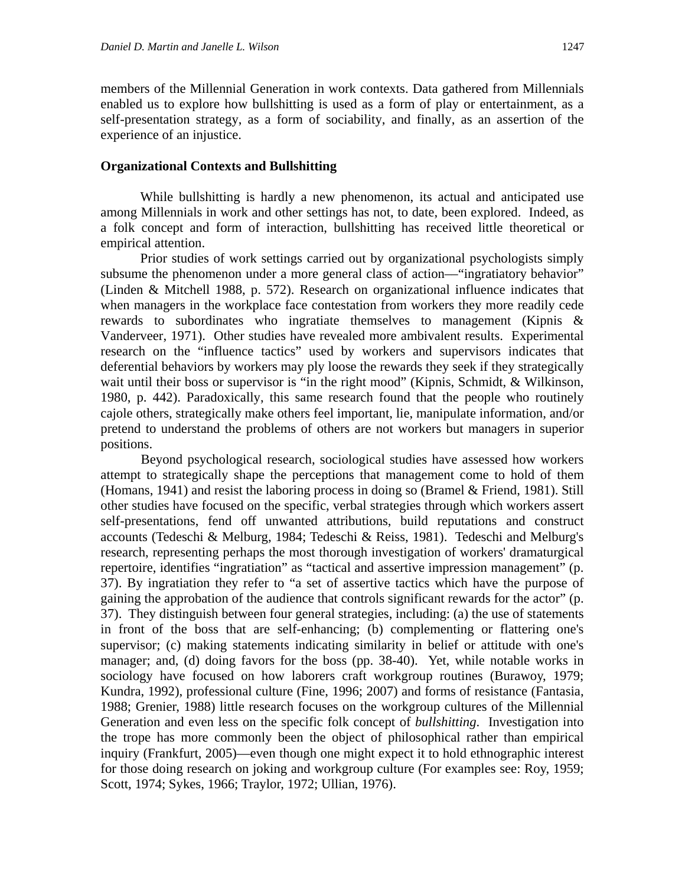members of the Millennial Generation in work contexts. Data gathered from Millennials enabled us to explore how bullshitting is used as a form of play or entertainment, as a self-presentation strategy, as a form of sociability, and finally, as an assertion of the experience of an injustice.

**Organizational Contexts and Bullshitting**

While bullshitting is hardly a new phenomenon, its actual and anticipated use among Millennials in work and other settings has not, to date, been explored. Indeed, as a folk concept and form of interaction, bullshitting has received little theoretical or empirical attention.

Prior studies of work settings carried out by organizational psychologists simply subsume the phenomenon under a more general class of action—"ingratiatory behavior" (Linden & Mitchell 1988, p. 572). Research on organizational influence indicates that when managers in the workplace face contestation from workers they more readily cede rewards to subordinates who ingratiate themselves to management (Kipnis & Vanderveer, 1971). Other studies have revealed more ambivalent results. Experimental research on the "influence tactics" used by workers and supervisors indicates that deferential behaviors by workers may ply loose the rewards they seek if they strategically wait until their boss or supervisor is "in the right mood" (Kipnis, Schmidt, & Wilkinson, 1980, p. 442). Paradoxically, this same research found that the people who routinely cajole others, strategically make others feel important, lie, manipulate information, and/or pretend to understand the problems of others are not workers but managers in superior positions.

Beyond psychological research, sociological studies have assessed how workers attempt to strategically shape the perceptions that management come to hold of them (Homans, 1941) and resist the laboring process in doing so (Bramel & Friend, 1981). Still other studies have focused on the specific, verbal strategies through which workers assert self-presentations, fend off unwanted attributions, build reputations and construct accounts (Tedeschi & Melburg, 1984; Tedeschi & Reiss, 1981). Tedeschi and Melburg's research, representing perhaps the most thorough investigation of workers' dramaturgical repertoire, identifies "ingratiation" as "tactical and assertive impression management" (p. 37). By ingratiation they refer to "a set of assertive tactics which have the purpose of gaining the approbation of the audience that controls significant rewards for the actor" (p. 37). They distinguish between four general strategies, including: (a) the use of statements in front of the boss that are self-enhancing; (b) complementing or flattering one's supervisor; (c) making statements indicating similarity in belief or attitude with one's manager; and, (d) doing favors for the boss (pp. 38-40). Yet, while notable works in sociology have focused on how laborers craft workgroup routines (Burawoy, 1979; Kundra, 1992), professional culture (Fine, 1996; 2007) and forms of resistance (Fantasia, 1988; Grenier, 1988) little research focuses on the workgroup cultures of the Millennial Generation and even less on the specific folk concept of *bullshitting*. Investigation into the trope has more commonly been the object of philosophical rather than empirical inquiry (Frankfurt, 2005)—even though one might expect it to hold ethnographic interest for those doing research on joking and workgroup culture (For examples see: Roy, 1959; Scott, 1974; Sykes, 1966; Traylor, 1972; Ullian, 1976).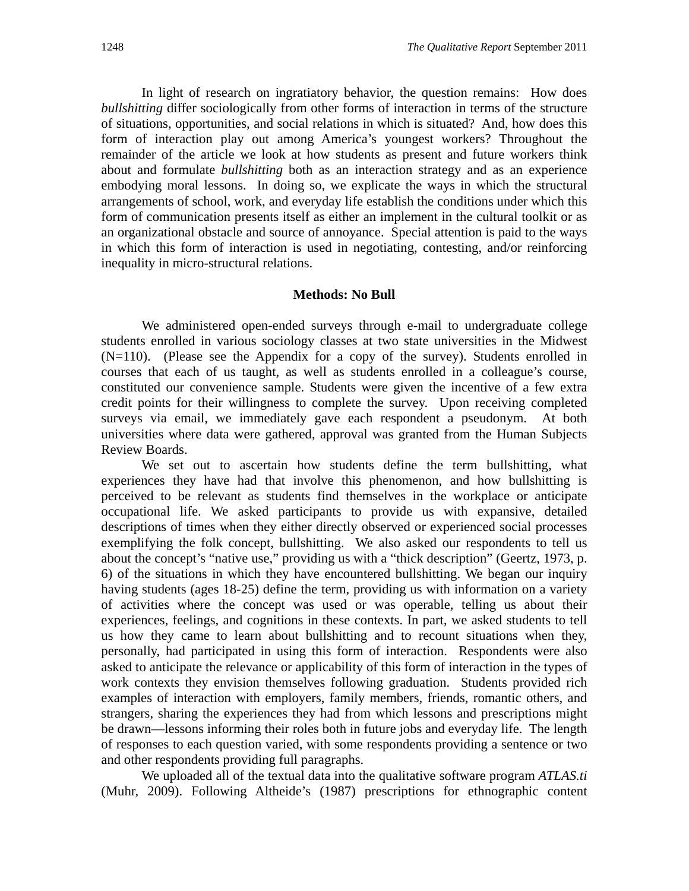In light of research on ingratiatory behavior, the question remains: How does *bullshitting* differ sociologically from other forms of interaction in terms of the structure of situations, opportunities, and social relations in which is situated? And, how does this form of interaction play out among America's youngest workers? Throughout the remainder of the article we look at how students as present and future workers think about and formulate *bullshitting* both as an interaction strategy and as an experience embodying moral lessons. In doing so, we explicate the ways in which the structural arrangements of school, work, and everyday life establish the conditions under which this form of communication presents itself as either an implement in the cultural toolkit or as an organizational obstacle and source of annoyance. Special attention is paid to the ways in which this form of interaction is used in negotiating, contesting, and/or reinforcing inequality in micro-structural relations.

## Methods: No Bull

We administered open-ended surveys through e-mail to undergraduate college students enrolled in various sociology classes at two state universities in the Midwest (N=110). (Please see the Appendix for a copy of the survey). Students enrolled in courses that each of us taught, as well as students enrolled in a colleague's course, constituted our convenience sample. Students were given the incentive of a few extra credit points for their willingness to complete the survey. Upon receiving completed surveys via email, we immediately gave each respondent a pseudonym. At both universities where data were gathered, approval was granted from the Human Subjects Review Boards.

We set out to ascertain how students define the term bullshitting, what experiences they have had that involve this phenomenon, and how bullshitting is perceived to be relevant as students find themselves in the workplace or anticipate occupational life. We asked participants to provide us with expansive, detailed descriptions of times when they either directly observed or experienced social processes exemplifying the folk concept, bullshitting. We also asked our respondents to tell us about the concept's "native use," providing us with a "thick description" (Geertz, 1973, p. 6) of the situations in which they have encountered bullshitting. We began our inquiry having students (ages 18-25) define the term, providing us with information on a variety of activities where the concept was used or was operable, telling us about their experiences, feelings, and cognitions in these contexts. In part, we asked students to tell us how they came to learn about bullshitting and to recount situations when they, personally, had participated in using this form of interaction. Respondents were also asked to anticipate the relevance or applicability of this form of interaction in the types of work contexts they envision themselves following graduation. Students provided rich examples of interaction with employers, family members, friends, romantic others, and strangers, sharing the experiences they had from which lessons and prescriptions might be drawn—lessons informing their roles both in future jobs and everyday life. The length of responses to each question varied, with some respondents providing a sentence or two and other respondents providing full paragraphs.

We uploaded all of the textual data into the qualitative software program *ATLAS.ti* (Muhr, 2009). Following Altheide's (1987) prescriptions for ethnographic content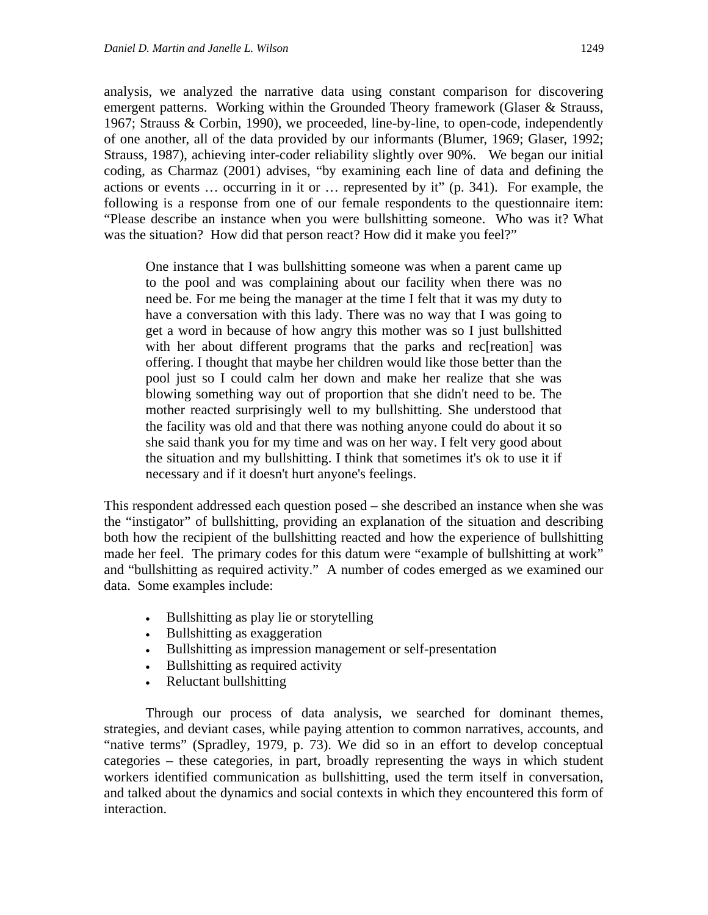analysis, we analyzed the narrative data using constant comparison for discovering emergent patterns. Working within the Grounded Theory framework (Glaser & Strauss, 1967; Strauss & Corbin, 1990), we proceeded, line-by-line, to open-code, independently of one another, all of the data provided by our informants (Blumer, 1969; Glaser, 1992; Strauss, 1987), achieving inter-coder reliability slightly over 90%. We began our initial coding, as Charmaz (2001) advises, "by examining each line of data and defining the actions or events … occurring in it or … represented by it" (p. 341). For example, the following is a response from one of our female respondents to the questionnaire item: "Please describe an instance when you were bullshitting someone. Who was it? What was the situation? How did that person react? How did it make you feel?"

> One instance that I was bullshitting someone was when a parent came up to the pool and was complaining about our facility when there was no need be. For me being the manager at the time I felt that it was my duty to have a conversation with this lady. There was no way that I was going to get a word in because of how angry this mother was so I just bullshitted with her about different programs that the parks and rec[reation] was offering. I thought that maybe her children would like those better than the pool just so I could calm her down and make her realize that she was blowing something way out of proportion that she didn't need to be. The mother reacted surprisingly well to my bullshitting. She understood that the facility was old and that there was nothing anyone could do about it so she said thank you for my time and was on her way. I felt very good about the situation and my bullshitting. I think that sometimes it's ok to use it if necessary and if it doesn't hurt anyone's feelings.

This respondent addressed each question posed – she described an instance when she was the "instigator" of bullshitting, providing an explanation of the situation and describing both how the recipient of the bullshitting reacted and how the experience of bullshitting made her feel. The primary codes for this datum were "example of bullshitting at work" and "bullshitting as required activity." A number of codes emerged as we examined our data. Some examples include:

- Bullshitting as play lie or storytelling
- Bullshitting as exaggeration
- Bullshitting as impression management or self-presentation
- Bullshitting as required activity
- Reluctant bullshitting

Through our process of data analysis, we searched for dominant themes, strategies, and deviant cases, while paying attention to common narratives, accounts, and "native terms" (Spradley, 1979, p. 73). We did so in an effort to develop conceptual categories – these categories, in part, broadly representing the ways in which student workers identified communication as bullshitting, used the term itself in conversation, and talked about the dynamics and social contexts in which they encountered this form of interaction.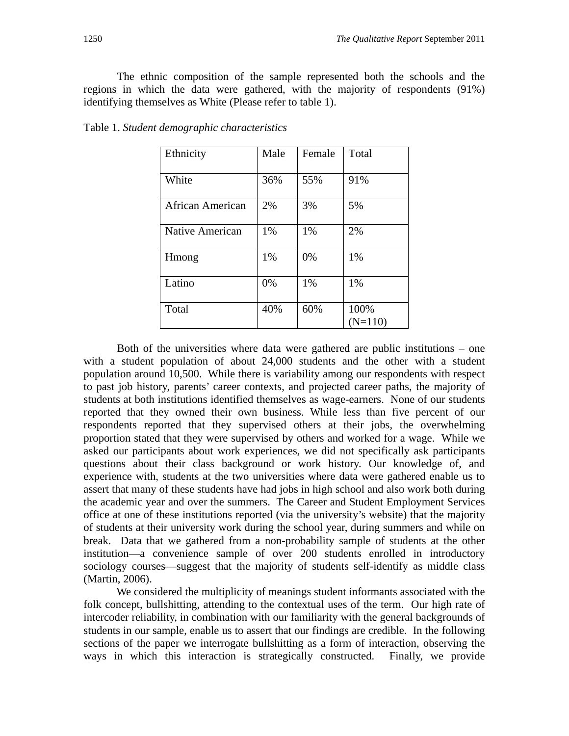The ethnic composition of the sample represented both the schools and the regions in which the data were gathered, with the majority of respondents (91%) identifying themselves as White (Please refer to table 1).

Table 1. *Student demographic characteristics*

| Ethnicity | Male | Female | Total |
|---|---|---|---|
| White | 36% | 55% | 91% |
| African American | 2% | 3% | 5% |
| Native American | 1% | 1% | 2% |
| Hmong | 1% | 0% | 1% |
| Latino | 0% | 1% | 1% |
| Total | 40% | 60% | 100% (N=110) |

Both of the universities where data were gathered are public institutions – one with a student population of about 24,000 students and the other with a student population around 10,500. While there is variability among our respondents with respect to past job history, parents' career contexts, and projected career paths, the majority of students at both institutions identified themselves as wage-earners. None of our students reported that they owned their own business. While less than five percent of our respondents reported that they supervised others at their jobs, the overwhelming proportion stated that they were supervised by others and worked for a wage. While we asked our participants about work experiences, we did not specifically ask participants questions about their class background or work history. Our knowledge of, and experience with, students at the two universities where data were gathered enable us to assert that many of these students have had jobs in high school and also work both during the academic year and over the summers. The Career and Student Employment Services office at one of these institutions reported (via the university's website) that the majority of students at their university work during the school year, during summers and while on break. Data that we gathered from a non-probability sample of students at the other institution—a convenience sample of over 200 students enrolled in introductory sociology courses—suggest that the majority of students self-identify as middle class (Martin, 2006).

We considered the multiplicity of meanings student informants associated with the folk concept, bullshitting, attending to the contextual uses of the term. Our high rate of intercoder reliability, in combination with our familiarity with the general backgrounds of students in our sample, enable us to assert that our findings are credible. In the following sections of the paper we interrogate bullshitting as a form of interaction, observing the ways in which this interaction is strategically constructed. Finally, we provide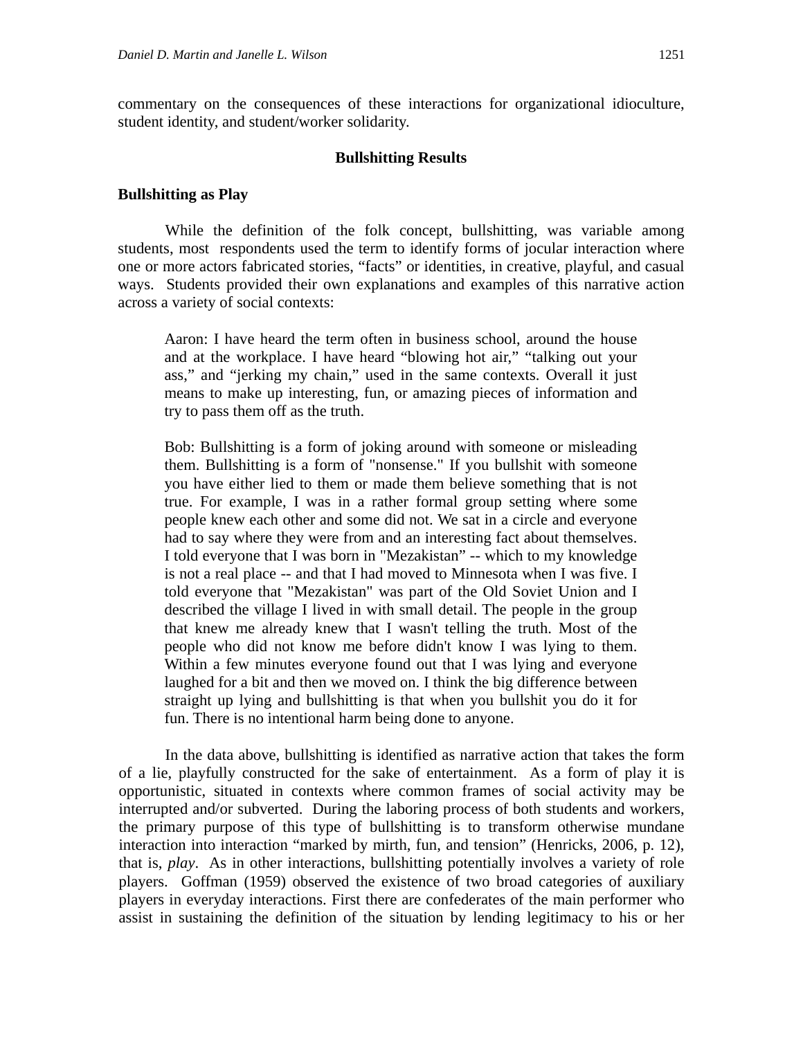commentary on the consequences of these interactions for organizational idioculture, student identity, and student/worker solidarity.

## Bullshitting Results

### Bullshitting as Play

While the definition of the folk concept, bullshitting, was variable among students, most respondents used the term to identify forms of jocular interaction where one or more actors fabricated stories, "facts" or identities, in creative, playful, and casual ways. Students provided their own explanations and examples of this narrative action across a variety of social contexts:

> Aaron: I have heard the term often in business school, around the house and at the workplace. I have heard "blowing hot air," "talking out your ass," and "jerking my chain," used in the same contexts. Overall it just means to make up interesting, fun, or amazing pieces of information and try to pass them off as the truth.
>
> Bob: Bullshitting is a form of joking around with someone or misleading them. Bullshitting is a form of "nonsense." If you bullshit with someone you have either lied to them or made them believe something that is not true. For example, I was in a rather formal group setting where some people knew each other and some did not. We sat in a circle and everyone had to say where they were from and an interesting fact about themselves. I told everyone that I was born in "Mezakistan" -- which to my knowledge is not a real place -- and that I had moved to Minnesota when I was five. I told everyone that "Mezakistan" was part of the Old Soviet Union and I described the village I lived in with small detail. The people in the group that knew me already knew that I wasn't telling the truth. Most of the people who did not know me before didn't know I was lying to them. Within a few minutes everyone found out that I was lying and everyone laughed for a bit and then we moved on. I think the big difference between straight up lying and bullshitting is that when you bullshit you do it for fun. There is no intentional harm being done to anyone.

In the data above, bullshitting is identified as narrative action that takes the form of a lie, playfully constructed for the sake of entertainment. As a form of play it is opportunistic, situated in contexts where common frames of social activity may be interrupted and/or subverted. During the laboring process of both students and workers, the primary purpose of this type of bullshitting is to transform otherwise mundane interaction into interaction "marked by mirth, fun, and tension" (Henricks, 2006, p. 12), that is, *play*. As in other interactions, bullshitting potentially involves a variety of role players. Goffman (1959) observed the existence of two broad categories of auxiliary players in everyday interactions. First there are confederates of the main performer who assist in sustaining the definition of the situation by lending legitimacy to his or her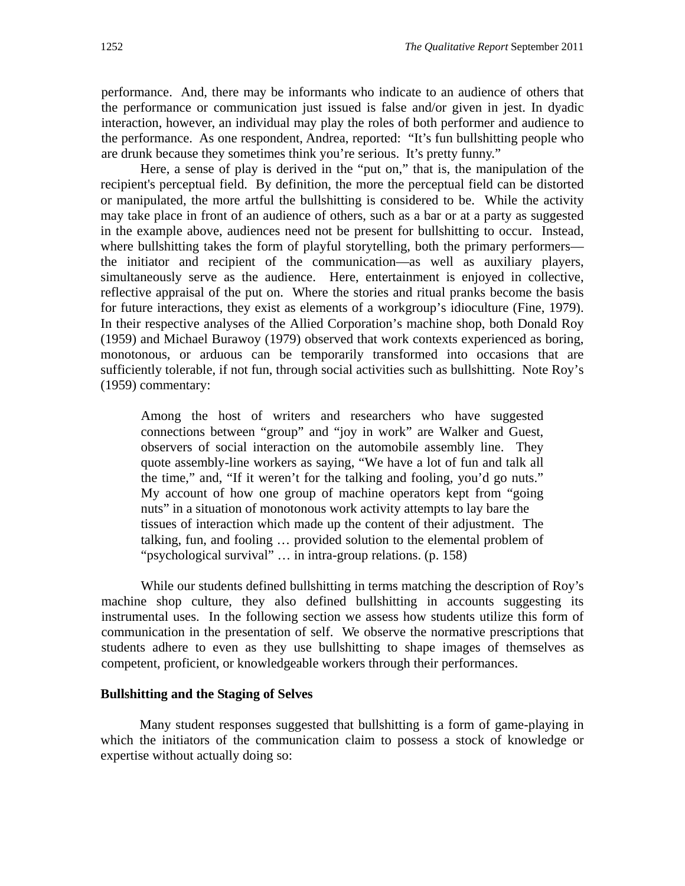performance. And, there may be informants who indicate to an audience of others that the performance or communication just issued is false and/or given in jest. In dyadic interaction, however, an individual may play the roles of both performer and audience to the performance. As one respondent, Andrea, reported: "It's fun bullshitting people who are drunk because they sometimes think you're serious. It's pretty funny."

Here, a sense of play is derived in the "put on," that is, the manipulation of the recipient's perceptual field. By definition, the more the perceptual field can be distorted or manipulated, the more artful the bullshitting is considered to be. While the activity may take place in front of an audience of others, such as a bar or at a party as suggested in the example above, audiences need not be present for bullshitting to occur. Instead, where bullshitting takes the form of playful storytelling, both the primary performers—the initiator and recipient of the communication—as well as auxiliary players, simultaneously serve as the audience. Here, entertainment is enjoyed in collective, reflective appraisal of the put on. Where the stories and ritual pranks become the basis for future interactions, they exist as elements of a workgroup's idioculture (Fine, 1979). In their respective analyses of the Allied Corporation's machine shop, both Donald Roy (1959) and Michael Burawoy (1979) observed that work contexts experienced as boring, monotonous, or arduous can be temporarily transformed into occasions that are sufficiently tolerable, if not fun, through social activities such as bullshitting. Note Roy's (1959) commentary:

> Among the host of writers and researchers who have suggested connections between "group" and "joy in work" are Walker and Guest, observers of social interaction on the automobile assembly line. They quote assembly-line workers as saying, "We have a lot of fun and talk all the time," and, "If it weren't for the talking and fooling, you'd go nuts." My account of how one group of machine operators kept from "going nuts" in a situation of monotonous work activity attempts to lay bare the tissues of interaction which made up the content of their adjustment. The talking, fun, and fooling … provided solution to the elemental problem of "psychological survival" … in intra-group relations. (p. 158)

While our students defined bullshitting in terms matching the description of Roy's machine shop culture, they also defined bullshitting in accounts suggesting its instrumental uses. In the following section we assess how students utilize this form of communication in the presentation of self. We observe the normative prescriptions that students adhere to even as they use bullshitting to shape images of themselves as competent, proficient, or knowledgeable workers through their performances.

**Bullshitting and the Staging of Selves**

Many student responses suggested that bullshitting is a form of game-playing in which the initiators of the communication claim to possess a stock of knowledge or expertise without actually doing so: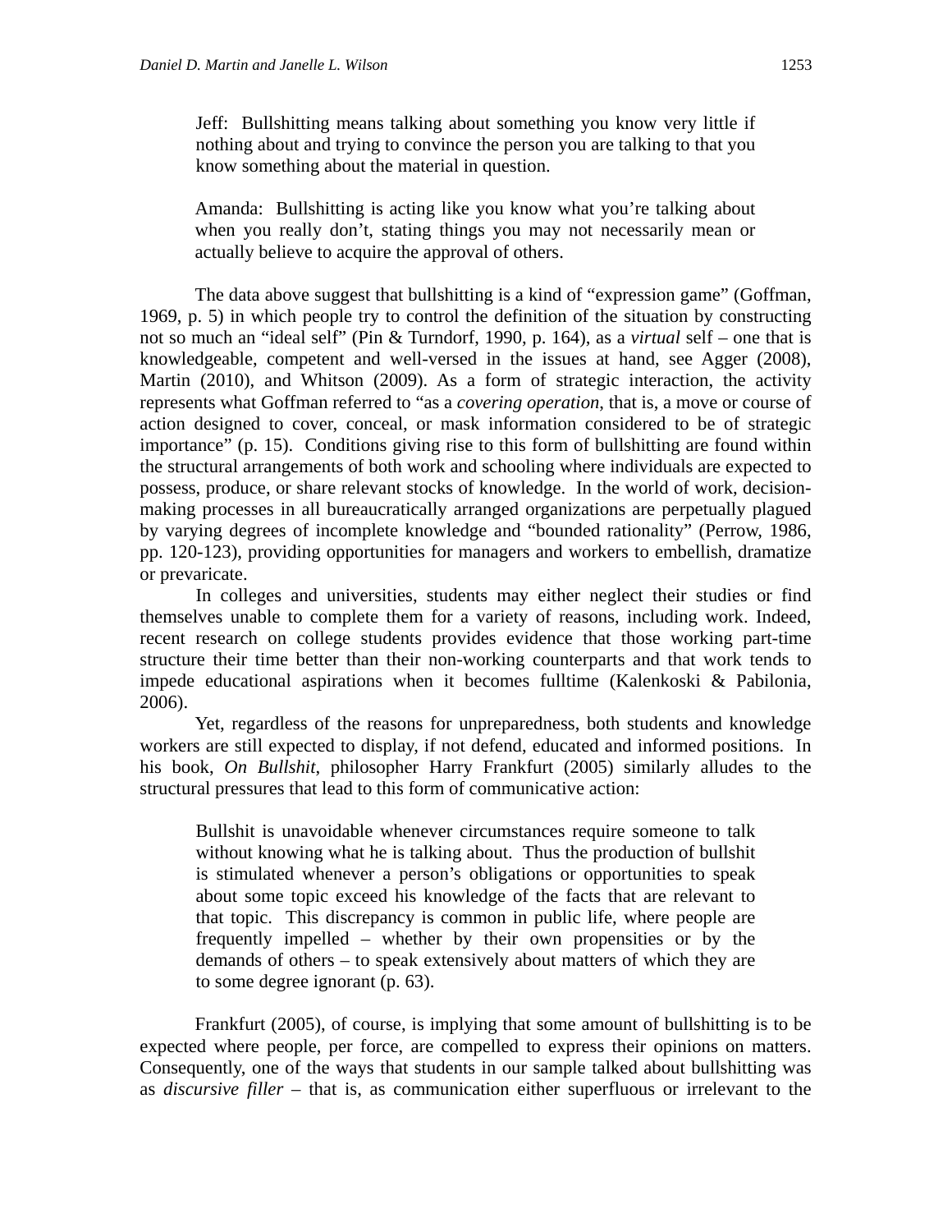> Jeff: Bullshitting means talking about something you know very little if nothing about and trying to convince the person you are talking to that you know something about the material in question.

> Amanda: Bullshitting is acting like you know what you're talking about when you really don't, stating things you may not necessarily mean or actually believe to acquire the approval of others.

The data above suggest that bullshitting is a kind of "expression game" (Goffman, 1969, p. 5) in which people try to control the definition of the situation by constructing not so much an "ideal self" (Pin & Turndorf, 1990, p. 164), as a *virtual* self – one that is knowledgeable, competent and well-versed in the issues at hand, see Agger (2008), Martin (2010), and Whitson (2009). As a form of strategic interaction, the activity represents what Goffman referred to "as a *covering operation*, that is, a move or course of action designed to cover, conceal, or mask information considered to be of strategic importance" (p. 15). Conditions giving rise to this form of bullshitting are found within the structural arrangements of both work and schooling where individuals are expected to possess, produce, or share relevant stocks of knowledge. In the world of work, decision-making processes in all bureaucratically arranged organizations are perpetually plagued by varying degrees of incomplete knowledge and "bounded rationality" (Perrow, 1986, pp. 120-123), providing opportunities for managers and workers to embellish, dramatize or prevaricate.

In colleges and universities, students may either neglect their studies or find themselves unable to complete them for a variety of reasons, including work. Indeed, recent research on college students provides evidence that those working part-time structure their time better than their non-working counterparts and that work tends to impede educational aspirations when it becomes fulltime (Kalenkoski & Pabilonia, 2006).

Yet, regardless of the reasons for unpreparedness, both students and knowledge workers are still expected to display, if not defend, educated and informed positions. In his book, *On Bullshit*, philosopher Harry Frankfurt (2005) similarly alludes to the structural pressures that lead to this form of communicative action:

> Bullshit is unavoidable whenever circumstances require someone to talk without knowing what he is talking about. Thus the production of bullshit is stimulated whenever a person's obligations or opportunities to speak about some topic exceed his knowledge of the facts that are relevant to that topic. This discrepancy is common in public life, where people are frequently impelled – whether by their own propensities or by the demands of others – to speak extensively about matters of which they are to some degree ignorant (p. 63).

Frankfurt (2005), of course, is implying that some amount of bullshitting is to be expected where people, per force, are compelled to express their opinions on matters. Consequently, one of the ways that students in our sample talked about bullshitting was as *discursive filler* – that is, as communication either superfluous or irrelevant to the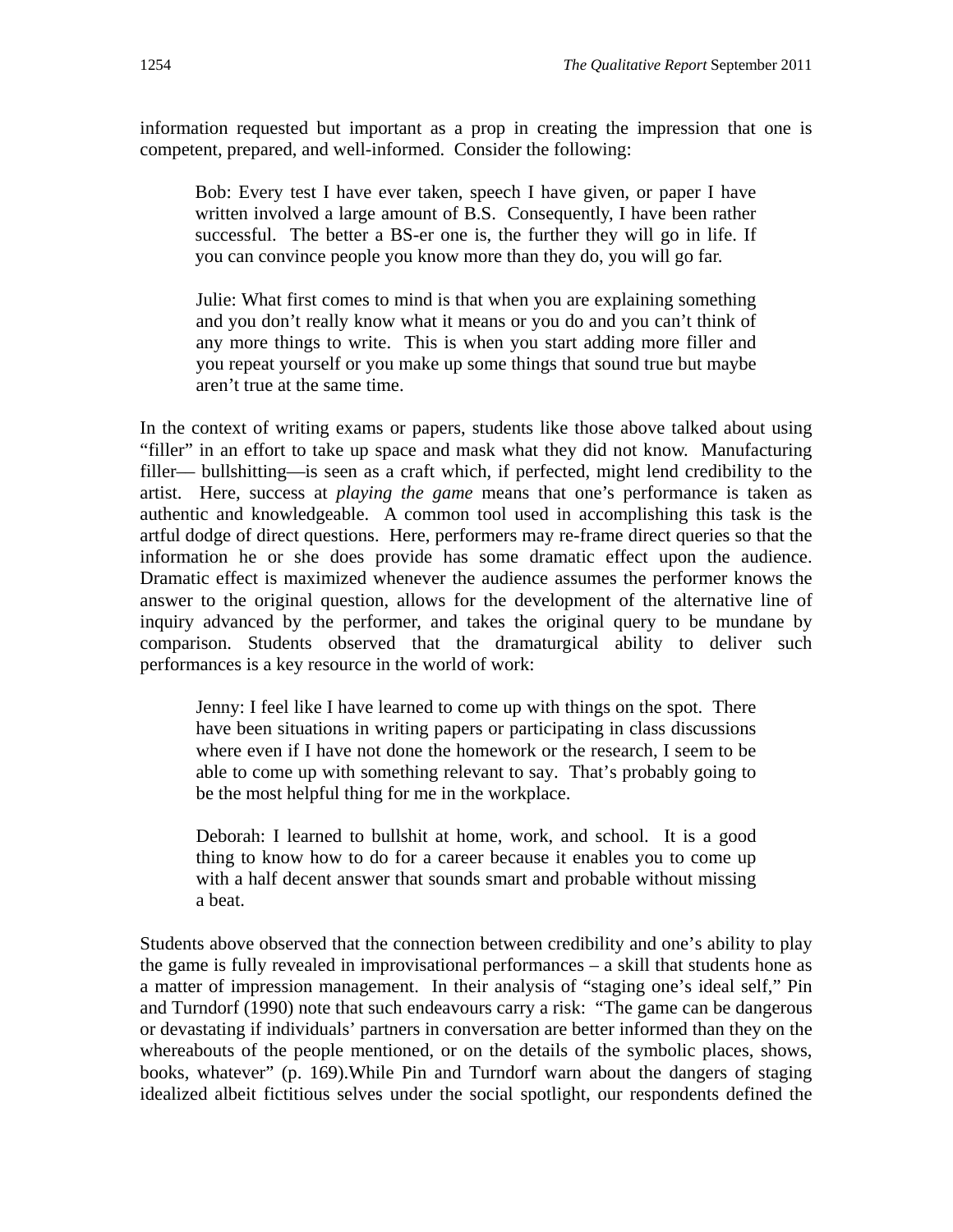information requested but important as a prop in creating the impression that one is competent, prepared, and well-informed. Consider the following:

> Bob: Every test I have ever taken, speech I have given, or paper I have written involved a large amount of B.S. Consequently, I have been rather successful. The better a BS-er one is, the further they will go in life. If you can convince people you know more than they do, you will go far.
>
> Julie: What first comes to mind is that when you are explaining something and you don't really know what it means or you do and you can't think of any more things to write. This is when you start adding more filler and you repeat yourself or you make up some things that sound true but maybe aren't true at the same time.

In the context of writing exams or papers, students like those above talked about using "filler" in an effort to take up space and mask what they did not know. Manufacturing filler— bullshitting—is seen as a craft which, if perfected, might lend credibility to the artist. Here, success at *playing the game* means that one's performance is taken as authentic and knowledgeable. A common tool used in accomplishing this task is the artful dodge of direct questions. Here, performers may re-frame direct queries so that the information he or she does provide has some dramatic effect upon the audience. Dramatic effect is maximized whenever the audience assumes the performer knows the answer to the original question, allows for the development of the alternative line of inquiry advanced by the performer, and takes the original query to be mundane by comparison. Students observed that the dramaturgical ability to deliver such performances is a key resource in the world of work:

> Jenny: I feel like I have learned to come up with things on the spot. There have been situations in writing papers or participating in class discussions where even if I have not done the homework or the research, I seem to be able to come up with something relevant to say. That's probably going to be the most helpful thing for me in the workplace.
>
> Deborah: I learned to bullshit at home, work, and school. It is a good thing to know how to do for a career because it enables you to come up with a half decent answer that sounds smart and probable without missing a beat.

Students above observed that the connection between credibility and one's ability to play the game is fully revealed in improvisational performances – a skill that students hone as a matter of impression management. In their analysis of "staging one's ideal self," Pin and Turndorf (1990) note that such endeavours carry a risk: "The game can be dangerous or devastating if individuals' partners in conversation are better informed than they on the whereabouts of the people mentioned, or on the details of the symbolic places, shows, books, whatever" (p. 169).While Pin and Turndorf warn about the dangers of staging idealized albeit fictitious selves under the social spotlight, our respondents defined the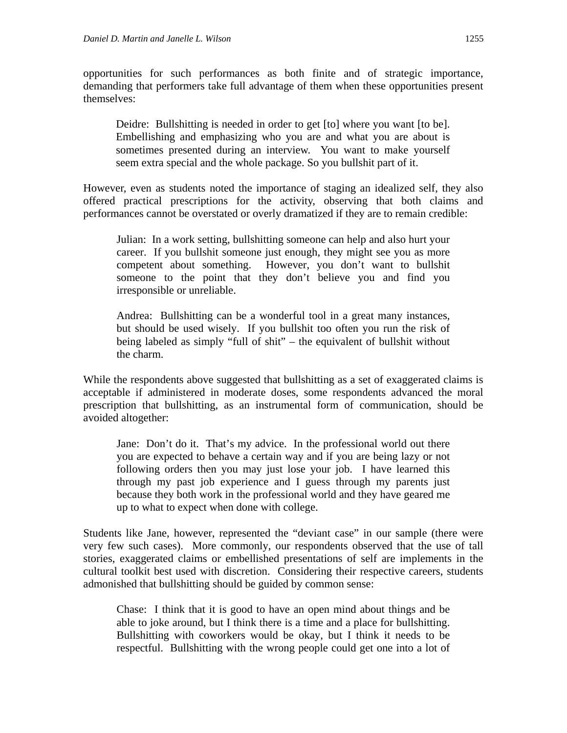opportunities for such performances as both finite and of strategic importance, demanding that performers take full advantage of them when these opportunities present themselves:

> Deidre: Bullshitting is needed in order to get [to] where you want [to be]. Embellishing and emphasizing who you are and what you are about is sometimes presented during an interview. You want to make yourself seem extra special and the whole package. So you bullshit part of it.

However, even as students noted the importance of staging an idealized self, they also offered practical prescriptions for the activity, observing that both claims and performances cannot be overstated or overly dramatized if they are to remain credible:

> Julian: In a work setting, bullshitting someone can help and also hurt your career. If you bullshit someone just enough, they might see you as more competent about something. However, you don't want to bullshit someone to the point that they don't believe you and find you irresponsible or unreliable.
>
> Andrea: Bullshitting can be a wonderful tool in a great many instances, but should be used wisely. If you bullshit too often you run the risk of being labeled as simply "full of shit" – the equivalent of bullshit without the charm.

While the respondents above suggested that bullshitting as a set of exaggerated claims is acceptable if administered in moderate doses, some respondents advanced the moral prescription that bullshitting, as an instrumental form of communication, should be avoided altogether:

> Jane: Don't do it. That's my advice. In the professional world out there you are expected to behave a certain way and if you are being lazy or not following orders then you may just lose your job. I have learned this through my past job experience and I guess through my parents just because they both work in the professional world and they have geared me up to what to expect when done with college.

Students like Jane, however, represented the "deviant case" in our sample (there were very few such cases). More commonly, our respondents observed that the use of tall stories, exaggerated claims or embellished presentations of self are implements in the cultural toolkit best used with discretion. Considering their respective careers, students admonished that bullshitting should be guided by common sense:

> Chase: I think that it is good to have an open mind about things and be able to joke around, but I think there is a time and a place for bullshitting. Bullshitting with coworkers would be okay, but I think it needs to be respectful. Bullshitting with the wrong people could get one into a lot of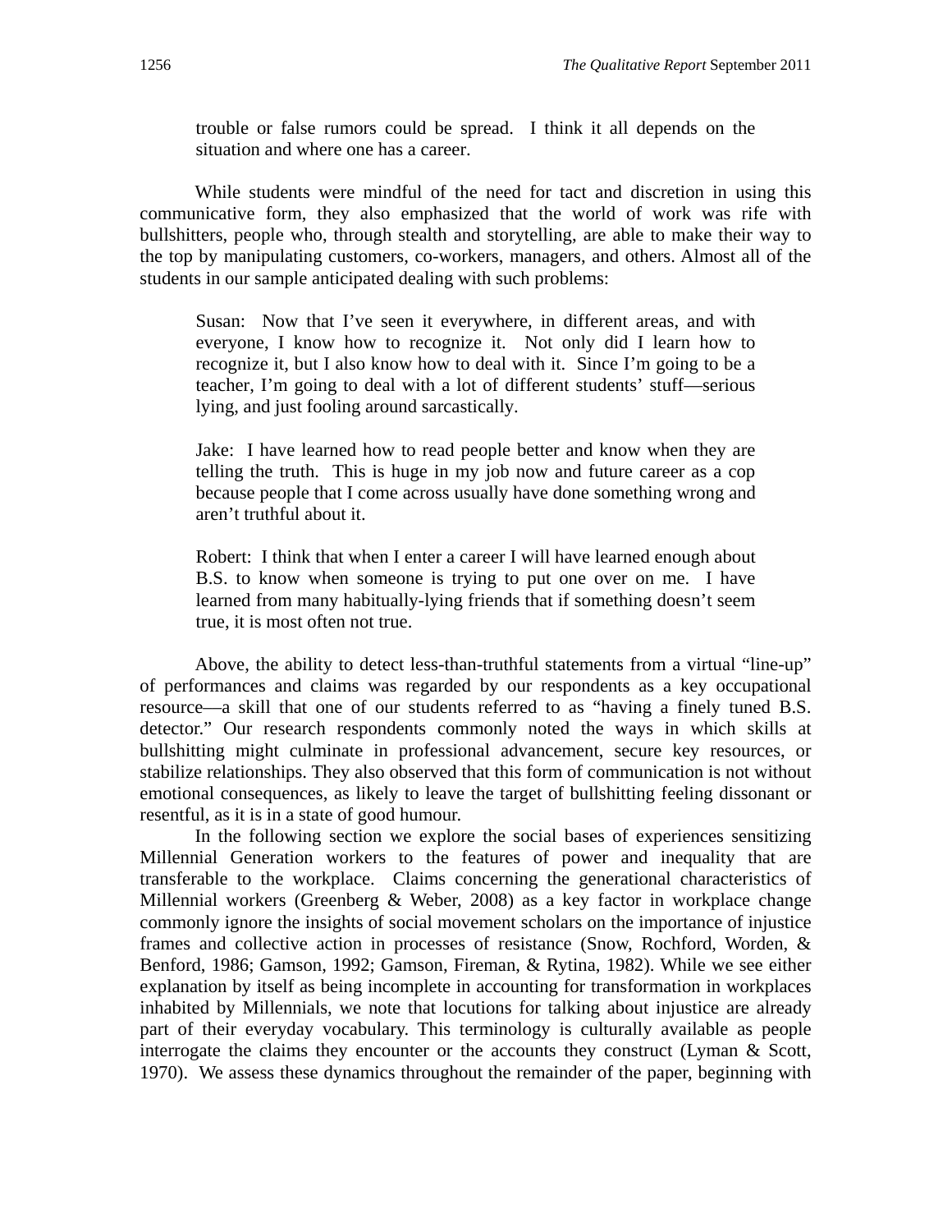> trouble or false rumors could be spread. I think it all depends on the situation and where one has a career.

While students were mindful of the need for tact and discretion in using this communicative form, they also emphasized that the world of work was rife with bullshitters, people who, through stealth and storytelling, are able to make their way to the top by manipulating customers, co-workers, managers, and others. Almost all of the students in our sample anticipated dealing with such problems:

> Susan: Now that I've seen it everywhere, in different areas, and with everyone, I know how to recognize it. Not only did I learn how to recognize it, but I also know how to deal with it. Since I'm going to be a teacher, I'm going to deal with a lot of different students' stuff—serious lying, and just fooling around sarcastically.
>
> Jake: I have learned how to read people better and know when they are telling the truth. This is huge in my job now and future career as a cop because people that I come across usually have done something wrong and aren't truthful about it.
>
> Robert: I think that when I enter a career I will have learned enough about B.S. to know when someone is trying to put one over on me. I have learned from many habitually-lying friends that if something doesn't seem true, it is most often not true.

Above, the ability to detect less-than-truthful statements from a virtual "line-up" of performances and claims was regarded by our respondents as a key occupational resource—a skill that one of our students referred to as "having a finely tuned B.S. detector." Our research respondents commonly noted the ways in which skills at bullshitting might culminate in professional advancement, secure key resources, or stabilize relationships. They also observed that this form of communication is not without emotional consequences, as likely to leave the target of bullshitting feeling dissonant or resentful, as it is in a state of good humour.

In the following section we explore the social bases of experiences sensitizing Millennial Generation workers to the features of power and inequality that are transferable to the workplace. Claims concerning the generational characteristics of Millennial workers (Greenberg & Weber, 2008) as a key factor in workplace change commonly ignore the insights of social movement scholars on the importance of injustice frames and collective action in processes of resistance (Snow, Rochford, Worden, & Benford, 1986; Gamson, 1992; Gamson, Fireman, & Rytina, 1982). While we see either explanation by itself as being incomplete in accounting for transformation in workplaces inhabited by Millennials, we note that locutions for talking about injustice are already part of their everyday vocabulary. This terminology is culturally available as people interrogate the claims they encounter or the accounts they construct (Lyman & Scott, 1970). We assess these dynamics throughout the remainder of the paper, beginning with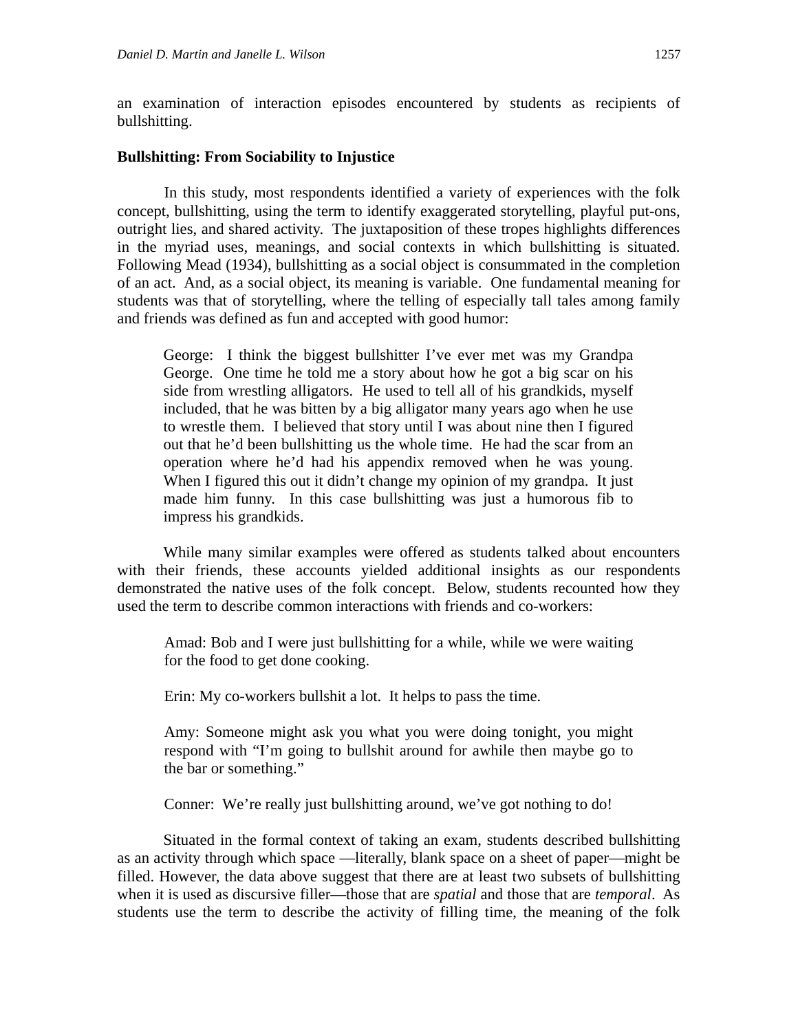an examination of interaction episodes encountered by students as recipients of bullshitting.

**Bullshitting: From Sociability to Injustice**

In this study, most respondents identified a variety of experiences with the folk concept, bullshitting, using the term to identify exaggerated storytelling, playful put-ons, outright lies, and shared activity. The juxtaposition of these tropes highlights differences in the myriad uses, meanings, and social contexts in which bullshitting is situated. Following Mead (1934), bullshitting as a social object is consummated in the completion of an act. And, as a social object, its meaning is variable. One fundamental meaning for students was that of storytelling, where the telling of especially tall tales among family and friends was defined as fun and accepted with good humor:

> George: I think the biggest bullshitter I've ever met was my Grandpa George. One time he told me a story about how he got a big scar on his side from wrestling alligators. He used to tell all of his grandkids, myself included, that he was bitten by a big alligator many years ago when he use to wrestle them. I believed that story until I was about nine then I figured out that he'd been bullshitting us the whole time. He had the scar from an operation where he'd had his appendix removed when he was young. When I figured this out it didn't change my opinion of my grandpa. It just made him funny. In this case bullshitting was just a humorous fib to impress his grandkids.

While many similar examples were offered as students talked about encounters with their friends, these accounts yielded additional insights as our respondents demonstrated the native uses of the folk concept. Below, students recounted how they used the term to describe common interactions with friends and co-workers:

> Amad: Bob and I were just bullshitting for a while, while we were waiting for the food to get done cooking.
>
> Erin: My co-workers bullshit a lot. It helps to pass the time.
>
> Amy: Someone might ask you what you were doing tonight, you might respond with "I'm going to bullshit around for awhile then maybe go to the bar or something."
>
> Conner: We're really just bullshitting around, we've got nothing to do!

Situated in the formal context of taking an exam, students described bullshitting as an activity through which space —literally, blank space on a sheet of paper—might be filled. However, the data above suggest that there are at least two subsets of bullshitting when it is used as discursive filler—those that are *spatial* and those that are *temporal*. As students use the term to describe the activity of filling time, the meaning of the folk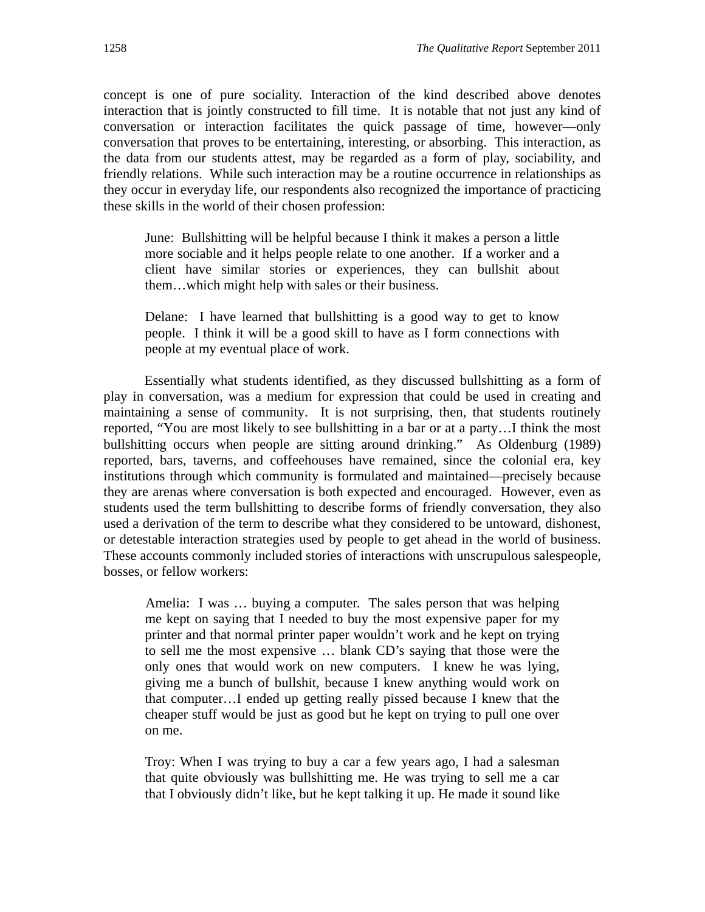concept is one of pure sociality. Interaction of the kind described above denotes interaction that is jointly constructed to fill time. It is notable that not just any kind of conversation or interaction facilitates the quick passage of time, however—only conversation that proves to be entertaining, interesting, or absorbing. This interaction, as the data from our students attest, may be regarded as a form of play, sociability, and friendly relations. While such interaction may be a routine occurrence in relationships as they occur in everyday life, our respondents also recognized the importance of practicing these skills in the world of their chosen profession:

> June: Bullshitting will be helpful because I think it makes a person a little more sociable and it helps people relate to one another. If a worker and a client have similar stories or experiences, they can bullshit about them…which might help with sales or their business.

> Delane: I have learned that bullshitting is a good way to get to know people. I think it will be a good skill to have as I form connections with people at my eventual place of work.

Essentially what students identified, as they discussed bullshitting as a form of play in conversation, was a medium for expression that could be used in creating and maintaining a sense of community. It is not surprising, then, that students routinely reported, "You are most likely to see bullshitting in a bar or at a party…I think the most bullshitting occurs when people are sitting around drinking." As Oldenburg (1989) reported, bars, taverns, and coffeehouses have remained, since the colonial era, key institutions through which community is formulated and maintained—precisely because they are arenas where conversation is both expected and encouraged. However, even as students used the term bullshitting to describe forms of friendly conversation, they also used a derivation of the term to describe what they considered to be untoward, dishonest, or detestable interaction strategies used by people to get ahead in the world of business. These accounts commonly included stories of interactions with unscrupulous salespeople, bosses, or fellow workers:

> Amelia: I was … buying a computer. The sales person that was helping me kept on saying that I needed to buy the most expensive paper for my printer and that normal printer paper wouldn't work and he kept on trying to sell me the most expensive … blank CD's saying that those were the only ones that would work on new computers. I knew he was lying, giving me a bunch of bullshit, because I knew anything would work on that computer…I ended up getting really pissed because I knew that the cheaper stuff would be just as good but he kept on trying to pull one over on me.

> Troy: When I was trying to buy a car a few years ago, I had a salesman that quite obviously was bullshitting me. He was trying to sell me a car that I obviously didn't like, but he kept talking it up. He made it sound like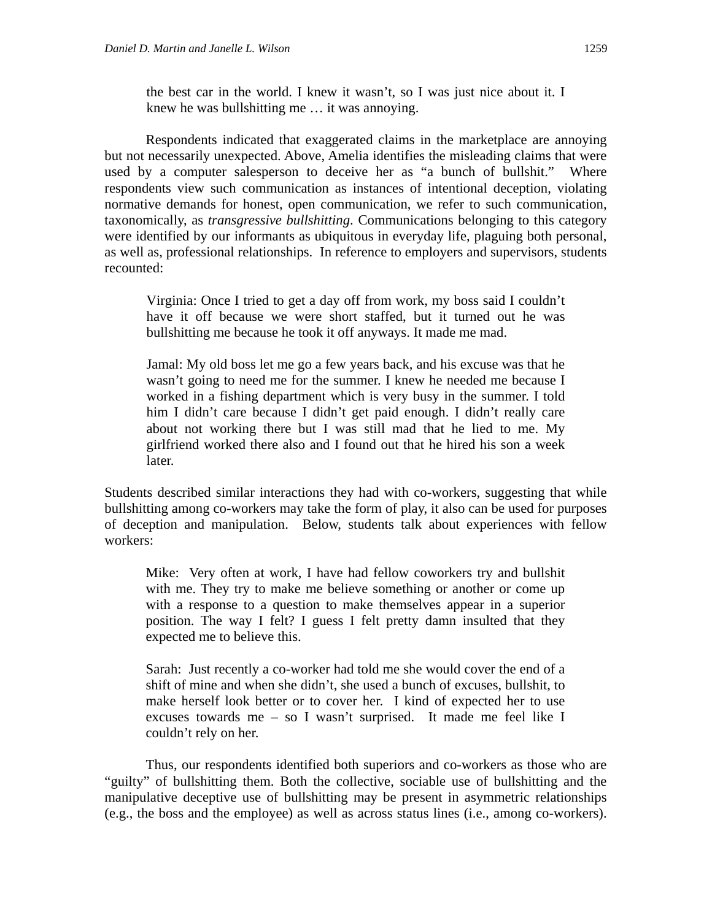> the best car in the world. I knew it wasn't, so I was just nice about it. I knew he was bullshitting me … it was annoying.

Respondents indicated that exaggerated claims in the marketplace are annoying but not necessarily unexpected. Above, Amelia identifies the misleading claims that were used by a computer salesperson to deceive her as "a bunch of bullshit." Where respondents view such communication as instances of intentional deception, violating normative demands for honest, open communication, we refer to such communication, taxonomically, as *transgressive bullshitting*. Communications belonging to this category were identified by our informants as ubiquitous in everyday life, plaguing both personal, as well as, professional relationships. In reference to employers and supervisors, students recounted:

> Virginia: Once I tried to get a day off from work, my boss said I couldn't have it off because we were short staffed, but it turned out he was bullshitting me because he took it off anyways. It made me mad.

> Jamal: My old boss let me go a few years back, and his excuse was that he wasn't going to need me for the summer. I knew he needed me because I worked in a fishing department which is very busy in the summer. I told him I didn't care because I didn't get paid enough. I didn't really care about not working there but I was still mad that he lied to me. My girlfriend worked there also and I found out that he hired his son a week later.

Students described similar interactions they had with co-workers, suggesting that while bullshitting among co-workers may take the form of play, it also can be used for purposes of deception and manipulation. Below, students talk about experiences with fellow workers:

> Mike: Very often at work, I have had fellow coworkers try and bullshit with me. They try to make me believe something or another or come up with a response to a question to make themselves appear in a superior position. The way I felt? I guess I felt pretty damn insulted that they expected me to believe this.

> Sarah: Just recently a co-worker had told me she would cover the end of a shift of mine and when she didn't, she used a bunch of excuses, bullshit, to make herself look better or to cover her. I kind of expected her to use excuses towards me – so I wasn't surprised. It made me feel like I couldn't rely on her.

Thus, our respondents identified both superiors and co-workers as those who are "guilty" of bullshitting them. Both the collective, sociable use of bullshitting and the manipulative deceptive use of bullshitting may be present in asymmetric relationships (e.g., the boss and the employee) as well as across status lines (i.e., among co-workers).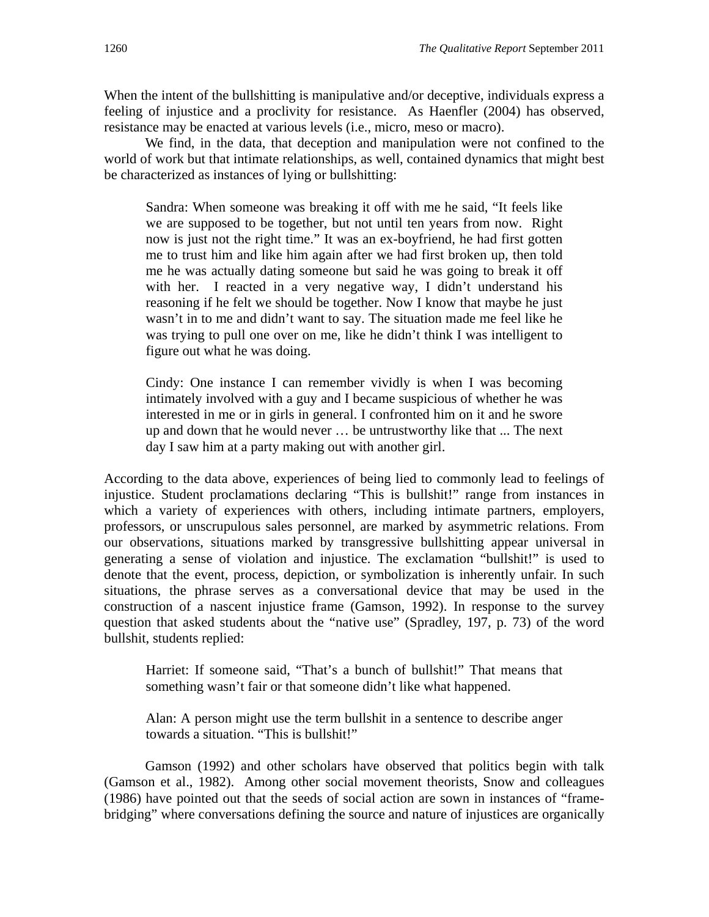When the intent of the bullshitting is manipulative and/or deceptive, individuals express a feeling of injustice and a proclivity for resistance. As Haenfler (2004) has observed, resistance may be enacted at various levels (i.e., micro, meso or macro).

We find, in the data, that deception and manipulation were not confined to the world of work but that intimate relationships, as well, contained dynamics that might best be characterized as instances of lying or bullshitting:

> Sandra: When someone was breaking it off with me he said, "It feels like we are supposed to be together, but not until ten years from now. Right now is just not the right time." It was an ex-boyfriend, he had first gotten me to trust him and like him again after we had first broken up, then told me he was actually dating someone but said he was going to break it off with her. I reacted in a very negative way, I didn't understand his reasoning if he felt we should be together. Now I know that maybe he just wasn't in to me and didn't want to say. The situation made me feel like he was trying to pull one over on me, like he didn't think I was intelligent to figure out what he was doing.
>
> Cindy: One instance I can remember vividly is when I was becoming intimately involved with a guy and I became suspicious of whether he was interested in me or in girls in general. I confronted him on it and he swore up and down that he would never … be untrustworthy like that ... The next day I saw him at a party making out with another girl.

According to the data above, experiences of being lied to commonly lead to feelings of injustice. Student proclamations declaring "This is bullshit!" range from instances in which a variety of experiences with others, including intimate partners, employers, professors, or unscrupulous sales personnel, are marked by asymmetric relations. From our observations, situations marked by transgressive bullshitting appear universal in generating a sense of violation and injustice. The exclamation "bullshit!" is used to denote that the event, process, depiction, or symbolization is inherently unfair. In such situations, the phrase serves as a conversational device that may be used in the construction of a nascent injustice frame (Gamson, 1992). In response to the survey question that asked students about the "native use" (Spradley, 197, p. 73) of the word bullshit, students replied:

> Harriet: If someone said, "That's a bunch of bullshit!" That means that something wasn't fair or that someone didn't like what happened.
>
> Alan: A person might use the term bullshit in a sentence to describe anger towards a situation. "This is bullshit!"

Gamson (1992) and other scholars have observed that politics begin with talk (Gamson et al., 1982). Among other social movement theorists, Snow and colleagues (1986) have pointed out that the seeds of social action are sown in instances of "frame-bridging" where conversations defining the source and nature of injustices are organically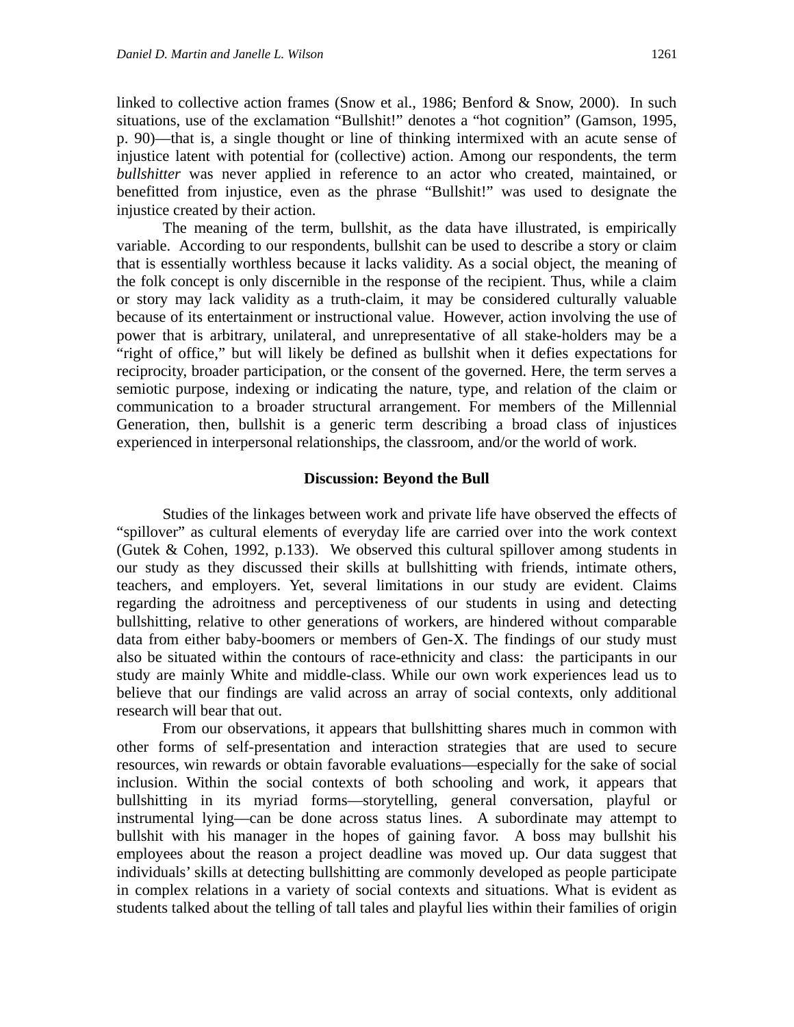linked to collective action frames (Snow et al., 1986; Benford & Snow, 2000). In such situations, use of the exclamation "Bullshit!" denotes a "hot cognition" (Gamson, 1995, p. 90)—that is, a single thought or line of thinking intermixed with an acute sense of injustice latent with potential for (collective) action. Among our respondents, the term *bullshitter* was never applied in reference to an actor who created, maintained, or benefitted from injustice, even as the phrase "Bullshit!" was used to designate the injustice created by their action.

The meaning of the term, bullshit, as the data have illustrated, is empirically variable. According to our respondents, bullshit can be used to describe a story or claim that is essentially worthless because it lacks validity. As a social object, the meaning of the folk concept is only discernible in the response of the recipient. Thus, while a claim or story may lack validity as a truth-claim, it may be considered culturally valuable because of its entertainment or instructional value. However, action involving the use of power that is arbitrary, unilateral, and unrepresentative of all stake-holders may be a "right of office," but will likely be defined as bullshit when it defies expectations for reciprocity, broader participation, or the consent of the governed. Here, the term serves a semiotic purpose, indexing or indicating the nature, type, and relation of the claim or communication to a broader structural arrangement. For members of the Millennial Generation, then, bullshit is a generic term describing a broad class of injustices experienced in interpersonal relationships, the classroom, and/or the world of work.

## Discussion: Beyond the Bull

Studies of the linkages between work and private life have observed the effects of "spillover" as cultural elements of everyday life are carried over into the work context (Gutek & Cohen, 1992, p.133). We observed this cultural spillover among students in our study as they discussed their skills at bullshitting with friends, intimate others, teachers, and employers. Yet, several limitations in our study are evident. Claims regarding the adroitness and perceptiveness of our students in using and detecting bullshitting, relative to other generations of workers, are hindered without comparable data from either baby-boomers or members of Gen-X. The findings of our study must also be situated within the contours of race-ethnicity and class: the participants in our study are mainly White and middle-class. While our own work experiences lead us to believe that our findings are valid across an array of social contexts, only additional research will bear that out.

From our observations, it appears that bullshitting shares much in common with other forms of self-presentation and interaction strategies that are used to secure resources, win rewards or obtain favorable evaluations—especially for the sake of social inclusion. Within the social contexts of both schooling and work, it appears that bullshitting in its myriad forms—storytelling, general conversation, playful or instrumental lying—can be done across status lines. A subordinate may attempt to bullshit with his manager in the hopes of gaining favor. A boss may bullshit his employees about the reason a project deadline was moved up. Our data suggest that individuals' skills at detecting bullshitting are commonly developed as people participate in complex relations in a variety of social contexts and situations. What is evident as students talked about the telling of tall tales and playful lies within their families of origin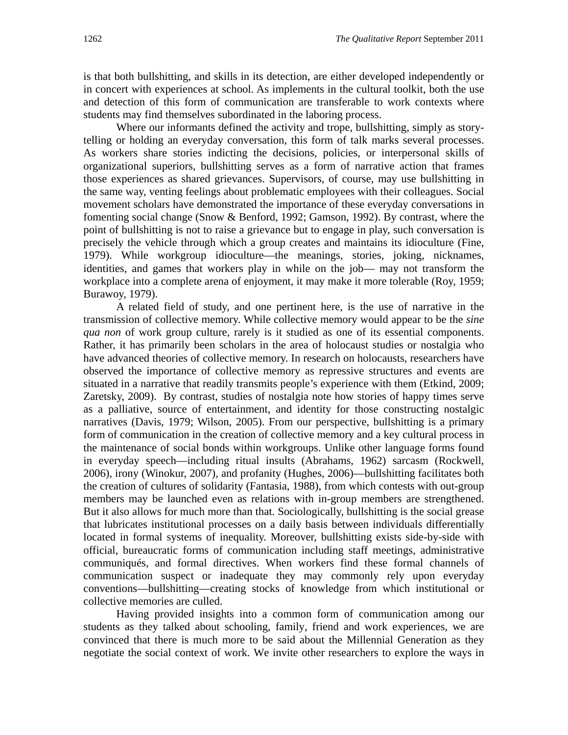is that both bullshitting, and skills in its detection, are either developed independently or in concert with experiences at school. As implements in the cultural toolkit, both the use and detection of this form of communication are transferable to work contexts where students may find themselves subordinated in the laboring process.

Where our informants defined the activity and trope, bullshitting, simply as story-telling or holding an everyday conversation, this form of talk marks several processes. As workers share stories indicting the decisions, policies, or interpersonal skills of organizational superiors, bullshitting serves as a form of narrative action that frames those experiences as shared grievances. Supervisors, of course, may use bullshitting in the same way, venting feelings about problematic employees with their colleagues. Social movement scholars have demonstrated the importance of these everyday conversations in fomenting social change (Snow & Benford, 1992; Gamson, 1992). By contrast, where the point of bullshitting is not to raise a grievance but to engage in play, such conversation is precisely the vehicle through which a group creates and maintains its idioculture (Fine, 1979). While workgroup idioculture—the meanings, stories, joking, nicknames, identities, and games that workers play in while on the job— may not transform the workplace into a complete arena of enjoyment, it may make it more tolerable (Roy, 1959; Burawoy, 1979).

A related field of study, and one pertinent here, is the use of narrative in the transmission of collective memory. While collective memory would appear to be the *sine qua non* of work group culture, rarely is it studied as one of its essential components. Rather, it has primarily been scholars in the area of holocaust studies or nostalgia who have advanced theories of collective memory. In research on holocausts, researchers have observed the importance of collective memory as repressive structures and events are situated in a narrative that readily transmits people's experience with them (Etkind, 2009; Zaretsky, 2009). By contrast, studies of nostalgia note how stories of happy times serve as a palliative, source of entertainment, and identity for those constructing nostalgic narratives (Davis, 1979; Wilson, 2005). From our perspective, bullshitting is a primary form of communication in the creation of collective memory and a key cultural process in the maintenance of social bonds within workgroups. Unlike other language forms found in everyday speech—including ritual insults (Abrahams, 1962) sarcasm (Rockwell, 2006), irony (Winokur, 2007), and profanity (Hughes, 2006)—bullshitting facilitates both the creation of cultures of solidarity (Fantasia, 1988), from which contests with out-group members may be launched even as relations with in-group members are strengthened. But it also allows for much more than that. Sociologically, bullshitting is the social grease that lubricates institutional processes on a daily basis between individuals differentially located in formal systems of inequality. Moreover, bullshitting exists side-by-side with official, bureaucratic forms of communication including staff meetings, administrative communiqués, and formal directives. When workers find these formal channels of communication suspect or inadequate they may commonly rely upon everyday conventions—bullshitting—creating stocks of knowledge from which institutional or collective memories are culled.

Having provided insights into a common form of communication among our students as they talked about schooling, family, friend and work experiences, we are convinced that there is much more to be said about the Millennial Generation as they negotiate the social context of work. We invite other researchers to explore the ways in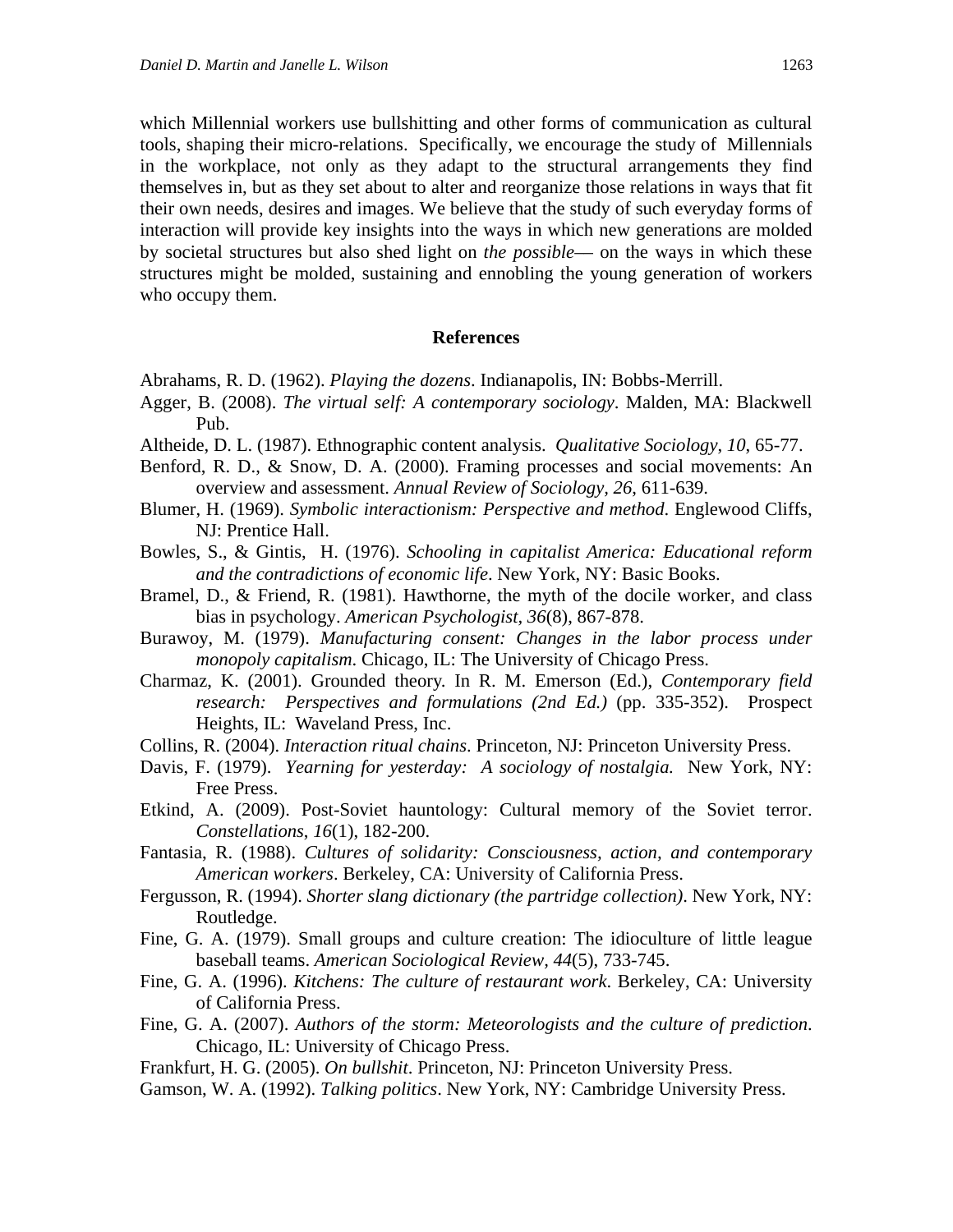which Millennial workers use bullshitting and other forms of communication as cultural tools, shaping their micro-relations. Specifically, we encourage the study of Millennials in the workplace, not only as they adapt to the structural arrangements they find themselves in, but as they set about to alter and reorganize those relations in ways that fit their own needs, desires and images. We believe that the study of such everyday forms of interaction will provide key insights into the ways in which new generations are molded by societal structures but also shed light on *the possible*— on the ways in which these structures might be molded, sustaining and ennobling the young generation of workers who occupy them.

## References

Abrahams, R. D. (1962). *Playing the dozens*. Indianapolis, IN: Bobbs-Merrill.

Agger, B. (2008). *The virtual self: A contemporary sociology*. Malden, MA: Blackwell Pub.

Altheide, D. L. (1987). Ethnographic content analysis. *Qualitative Sociology*, *10*, 65-77.

Benford, R. D., & Snow, D. A. (2000). Framing processes and social movements: An overview and assessment. *Annual Review of Sociology, 26*, 611-639.

Blumer, H. (1969). *Symbolic interactionism: Perspective and method*. Englewood Cliffs, NJ: Prentice Hall.

Bowles, S., & Gintis, H. (1976). *Schooling in capitalist America: Educational reform and the contradictions of economic life*. New York, NY: Basic Books.

Bramel, D., & Friend, R. (1981). Hawthorne, the myth of the docile worker, and class bias in psychology. *American Psychologist, 36*(8), 867-878.

Burawoy, M. (1979). *Manufacturing consent: Changes in the labor process under monopoly capitalism*. Chicago, IL: The University of Chicago Press.

Charmaz, K. (2001). Grounded theory. In R. M. Emerson (Ed.), *Contemporary field research: Perspectives and formulations (2nd Ed.)* (pp. 335-352). Prospect Heights, IL: Waveland Press, Inc.

Collins, R. (2004). *Interaction ritual chains*. Princeton, NJ: Princeton University Press.

Davis, F. (1979). *Yearning for yesterday: A sociology of nostalgia.* New York, NY: Free Press.

Etkind, A. (2009). Post-Soviet hauntology: Cultural memory of the Soviet terror. *Constellations*, *16*(1), 182-200.

Fantasia, R. (1988). *Cultures of solidarity: Consciousness, action, and contemporary American workers*. Berkeley, CA: University of California Press.

Fergusson, R. (1994). *Shorter slang dictionary (the partridge collection)*. New York, NY: Routledge.

Fine, G. A. (1979). Small groups and culture creation: The idioculture of little league baseball teams. *American Sociological Review, 44*(5), 733-745.

Fine, G. A. (1996). *Kitchens: The culture of restaurant work*. Berkeley, CA: University of California Press.

Fine, G. A. (2007). *Authors of the storm: Meteorologists and the culture of prediction*. Chicago, IL: University of Chicago Press.

Frankfurt, H. G. (2005). *On bullshit*. Princeton, NJ: Princeton University Press.

Gamson, W. A. (1992). *Talking politics*. New York, NY: Cambridge University Press.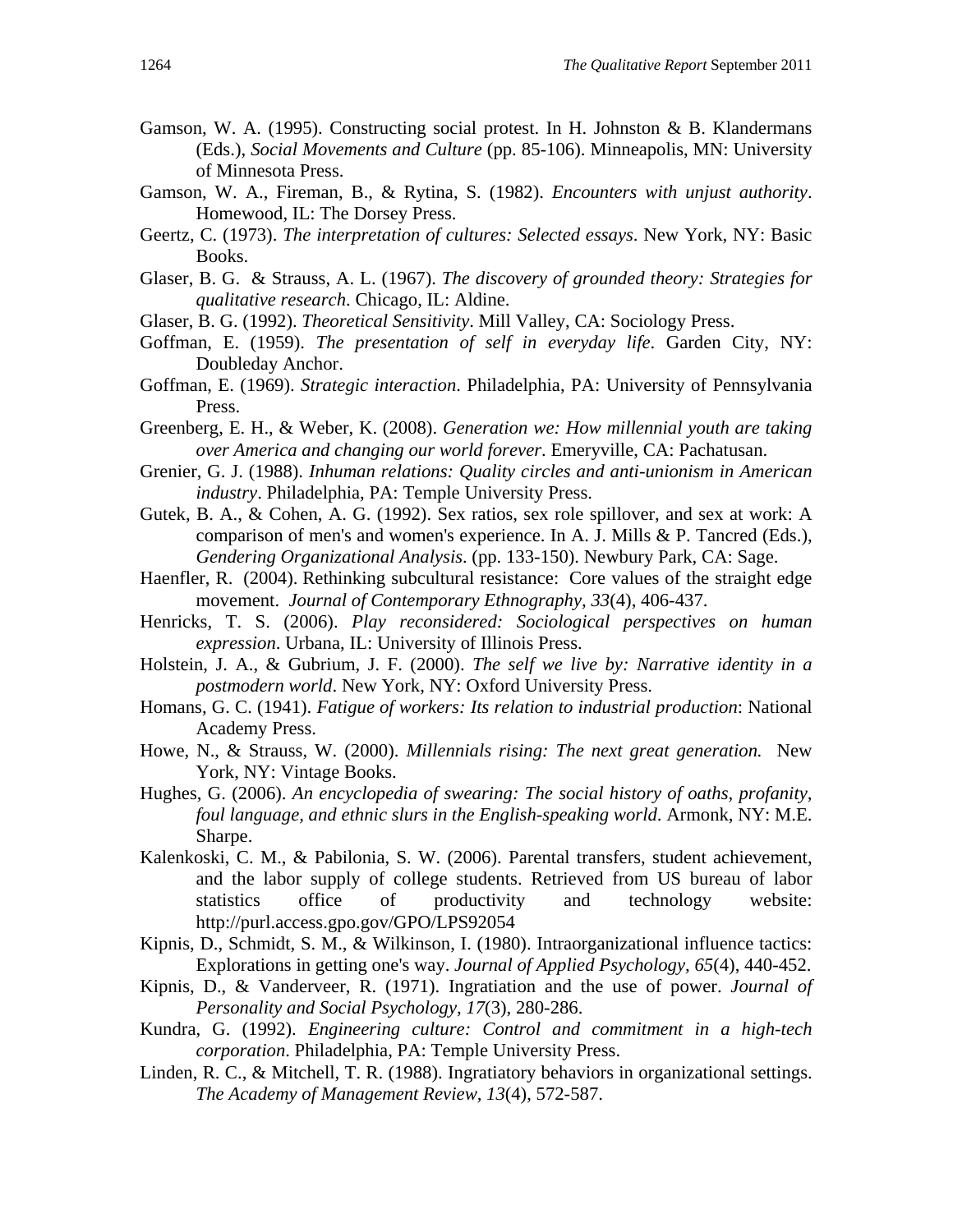Gamson, W. A. (1995). Constructing social protest. In H. Johnston & B. Klandermans (Eds.), *Social Movements and Culture* (pp. 85-106). Minneapolis, MN: University of Minnesota Press.

Gamson, W. A., Fireman, B., & Rytina, S. (1982). *Encounters with unjust authority*. Homewood, IL: The Dorsey Press.

Geertz, C. (1973). *The interpretation of cultures: Selected essays*. New York, NY: Basic Books.

Glaser, B. G. & Strauss, A. L. (1967). *The discovery of grounded theory: Strategies for qualitative research*. Chicago, IL: Aldine.

Glaser, B. G. (1992). *Theoretical Sensitivity*. Mill Valley, CA: Sociology Press.

Goffman, E. (1959). *The presentation of self in everyday life*. Garden City, NY: Doubleday Anchor.

Goffman, E. (1969). *Strategic interaction*. Philadelphia, PA: University of Pennsylvania Press.

Greenberg, E. H., & Weber, K. (2008). *Generation we: How millennial youth are taking over America and changing our world forever*. Emeryville, CA: Pachatusan.

Grenier, G. J. (1988). *Inhuman relations: Quality circles and anti-unionism in American industry*. Philadelphia, PA: Temple University Press.

Gutek, B. A., & Cohen, A. G. (1992). Sex ratios, sex role spillover, and sex at work: A comparison of men's and women's experience. In A. J. Mills & P. Tancred (Eds.), *Gendering Organizational Analysis*. (pp. 133-150). Newbury Park, CA: Sage.

Haenfler, R. (2004). Rethinking subcultural resistance: Core values of the straight edge movement. *Journal of Contemporary Ethnography, 33*(4), 406-437.

Henricks, T. S. (2006). *Play reconsidered: Sociological perspectives on human expression*. Urbana, IL: University of Illinois Press.

Holstein, J. A., & Gubrium, J. F. (2000). *The self we live by: Narrative identity in a postmodern world*. New York, NY: Oxford University Press.

Homans, G. C. (1941). *Fatigue of workers: Its relation to industrial production*: National Academy Press.

Howe, N., & Strauss, W. (2000). *Millennials rising: The next great generation.* New York, NY: Vintage Books.

Hughes, G. (2006). *An encyclopedia of swearing: The social history of oaths, profanity, foul language, and ethnic slurs in the English-speaking world*. Armonk, NY: M.E. Sharpe.

Kalenkoski, C. M., & Pabilonia, S. W. (2006). Parental transfers, student achievement, and the labor supply of college students. Retrieved from US bureau of labor statistics office of productivity and technology website: http://purl.access.gpo.gov/GPO/LPS92054

Kipnis, D., Schmidt, S. M., & Wilkinson, I. (1980). Intraorganizational influence tactics: Explorations in getting one's way. *Journal of Applied Psychology, 65*(4), 440-452.

Kipnis, D., & Vanderveer, R. (1971). Ingratiation and the use of power. *Journal of Personality and Social Psychology, 17*(3), 280-286.

Kundra, G. (1992). *Engineering culture: Control and commitment in a high-tech corporation*. Philadelphia, PA: Temple University Press.

Linden, R. C., & Mitchell, T. R. (1988). Ingratiatory behaviors in organizational settings. *The Academy of Management Review, 13*(4), 572-587.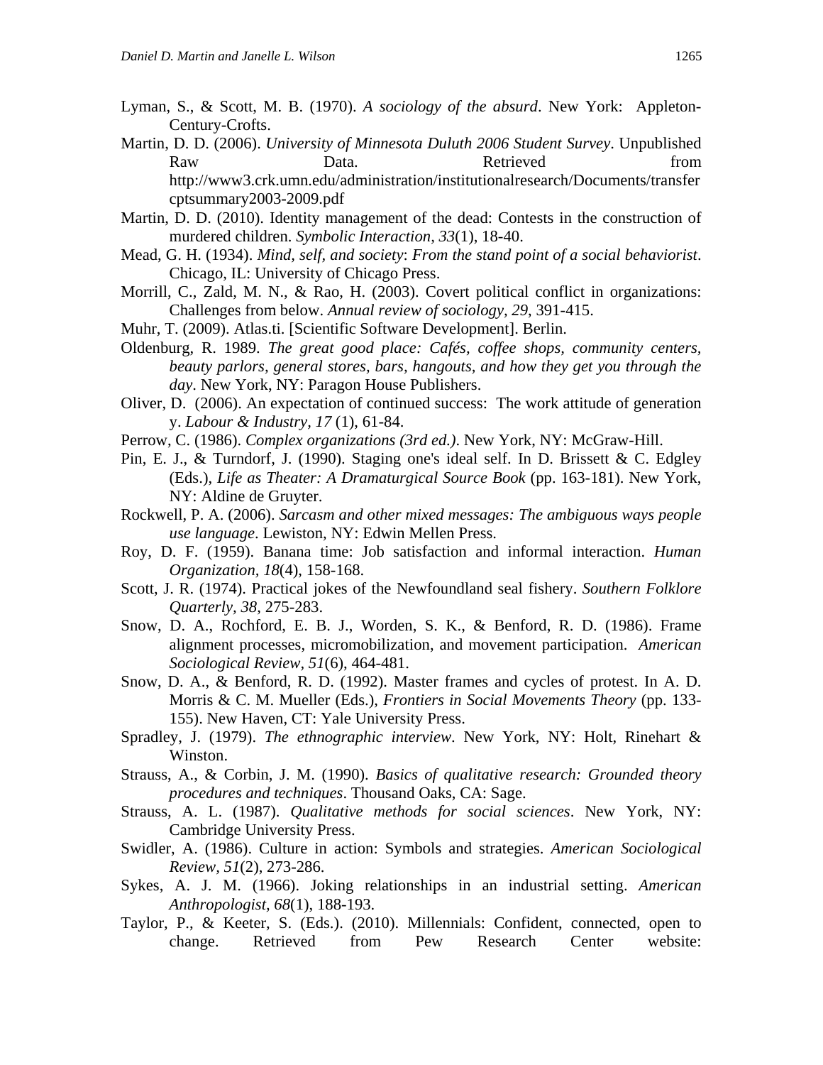Lyman, S., & Scott, M. B. (1970). *A sociology of the absurd*. New York: Appleton-Century-Crofts.

Martin, D. D. (2006). *University of Minnesota Duluth 2006 Student Survey*. Unpublished Raw Data. Retrieved from http://www3.crk.umn.edu/administration/institutionalresearch/Documents/transfercptsummary2003-2009.pdf

Martin, D. D. (2010). Identity management of the dead: Contests in the construction of murdered children. *Symbolic Interaction, 33*(1), 18-40.

Mead, G. H. (1934). *Mind, self, and society*: *From the stand point of a social behaviorist*. Chicago, IL: University of Chicago Press.

Morrill, C., Zald, M. N., & Rao, H. (2003). Covert political conflict in organizations: Challenges from below. *Annual review of sociology*, *29*, 391-415.

Muhr, T. (2009). Atlas.ti. [Scientific Software Development]. Berlin.

Oldenburg, R. 1989. *The great good place: Cafés, coffee shops, community centers, beauty parlors, general stores, bars, hangouts, and how they get you through the day*. New York, NY: Paragon House Publishers.

Oliver, D. (2006). An expectation of continued success: The work attitude of generation y. *Labour & Industry, 17* (1), 61-84.

Perrow, C. (1986). *Complex organizations (3rd ed.)*. New York, NY: McGraw-Hill.

Pin, E. J., & Turndorf, J. (1990). Staging one's ideal self. In D. Brissett & C. Edgley (Eds.), *Life as Theater: A Dramaturgical Source Book* (pp. 163-181). New York, NY: Aldine de Gruyter.

Rockwell, P. A. (2006). *Sarcasm and other mixed messages: The ambiguous ways people use language*. Lewiston, NY: Edwin Mellen Press.

Roy, D. F. (1959). Banana time: Job satisfaction and informal interaction. *Human Organization*, *18*(4), 158-168.

Scott, J. R. (1974). Practical jokes of the Newfoundland seal fishery. *Southern Folklore Quarterly, 38*, 275-283.

Snow, D. A., Rochford, E. B. J., Worden, S. K., & Benford, R. D. (1986). Frame alignment processes, micromobilization, and movement participation. *American Sociological Review*, *51*(6), 464-481.

Snow, D. A., & Benford, R. D. (1992). Master frames and cycles of protest. In A. D. Morris & C. M. Mueller (Eds.), *Frontiers in Social Movements Theory* (pp. 133-155). New Haven, CT: Yale University Press.

Spradley, J. (1979). *The ethnographic interview*. New York, NY: Holt, Rinehart & Winston.

Strauss, A., & Corbin, J. M. (1990). *Basics of qualitative research: Grounded theory procedures and techniques*. Thousand Oaks, CA: Sage.

Strauss, A. L. (1987). *Qualitative methods for social sciences*. New York, NY: Cambridge University Press.

Swidler, A. (1986). Culture in action: Symbols and strategies. *American Sociological Review*, *51*(2), 273-286.

Sykes, A. J. M. (1966). Joking relationships in an industrial setting. *American Anthropologist, 68*(1), 188-193.

Taylor, P., & Keeter, S. (Eds.). (2010). Millennials: Confident, connected, open to change. Retrieved from Pew Research Center website: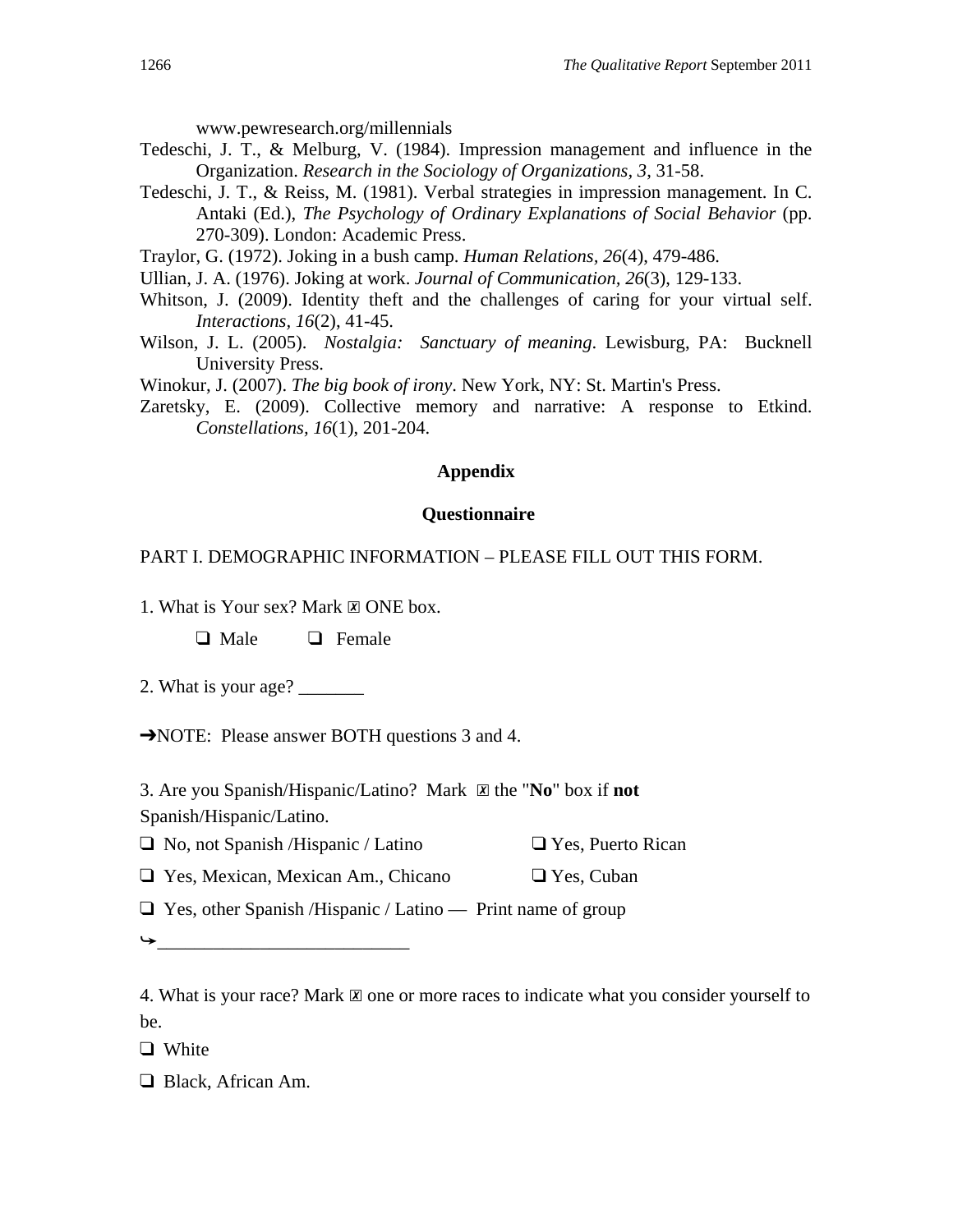www.pewresearch.org/millennials

Tedeschi, J. T., & Melburg, V. (1984). Impression management and influence in the Organization. *Research in the Sociology of Organizations, 3*, 31-58.

Tedeschi, J. T., & Reiss, M. (1981). Verbal strategies in impression management. In C. Antaki (Ed.), *The Psychology of Ordinary Explanations of Social Behavior* (pp. 270-309). London: Academic Press.

Traylor, G. (1972). Joking in a bush camp. *Human Relations, 26*(4), 479-486.

Ullian, J. A. (1976). Joking at work. *Journal of Communication, 26*(3), 129-133.

Whitson, J. (2009). Identity theft and the challenges of caring for your virtual self. *Interactions, 16*(2), 41-45.

Wilson, J. L. (2005). *Nostalgia: Sanctuary of meaning*. Lewisburg, PA: Bucknell University Press.

Winokur, J. (2007). *The big book of irony*. New York, NY: St. Martin's Press.

Zaretsky, E. (2009). Collective memory and narrative: A response to Etkind. *Constellations, 16*(1), 201-204.

## Appendix

### Questionnaire

PART I. DEMOGRAPHIC INFORMATION – PLEASE FILL OUT THIS FORM.

1. What is Your sex? Mark ☒ ONE box.

❑ Male ❑ Female

2. What is your age? _______

➔NOTE: Please answer BOTH questions 3 and 4.

3. Are you Spanish/Hispanic/Latino? Mark ☒ the "**No**" box if **not** Spanish/Hispanic/Latino.

❑ No, not Spanish /Hispanic / Latino ❑ Yes, Puerto Rican

❑ Yes, Mexican, Mexican Am., Chicano ❑ Yes, Cuban

❑ Yes, other Spanish /Hispanic / Latino — Print name of group

⤷__________________________

4. What is your race? Mark ☒ one or more races to indicate what you consider yourself to be.

❑ White

❑ Black, African Am.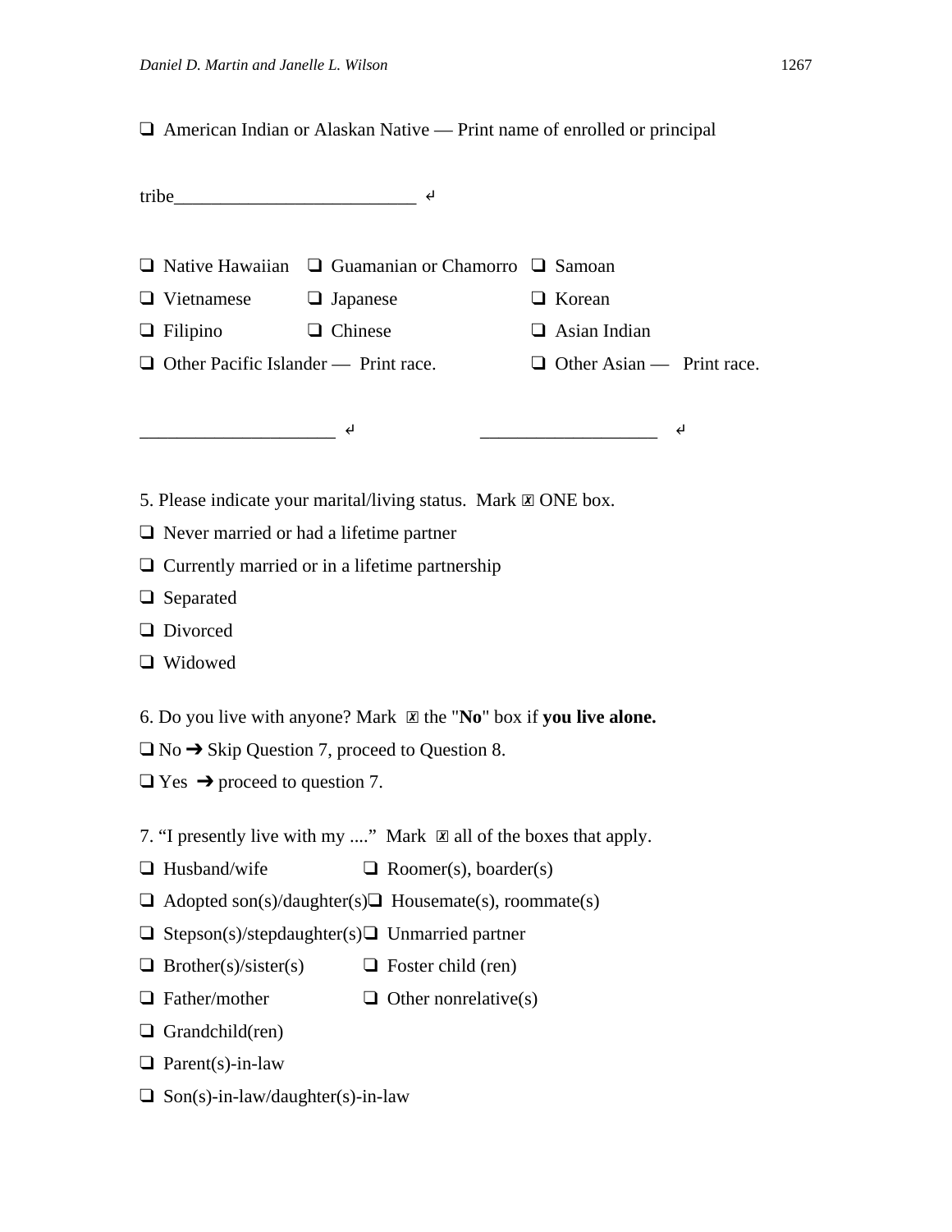❑ American Indian or Alaskan Native — Print name of enrolled or principal

tribe__________________________ ↵

❑ Native Hawaiian ❑ Guamanian or Chamorro ❑ Samoan

❑ Vietnamese ❑ Japanese ❑ Korean

❑ Filipino ❑ Chinese ❑ Asian Indian

❑ Other Pacific Islander — Print race. ❑ Other Asian — Print race.

_____________________ ↵ ___________________ ↵

5. Please indicate your marital/living status. Mark ☒ ONE box.

❑ Never married or had a lifetime partner

❑ Currently married or in a lifetime partnership

❑ Separated

❑ Divorced

❑ Widowed

6. Do you live with anyone? Mark ☒ the "**No**" box if **you live alone.**

❑ No ➔ Skip Question 7, proceed to Question 8.

❑ Yes ➔ proceed to question 7.

7. “I presently live with my ....” Mark ☒ all of the boxes that apply.

❑ Husband/wife ❑ Roomer(s), boarder(s)

❑ Adopted son(s)/daughter(s) ❑ Housemate(s), roommate(s)

❑ Stepson(s)/stepdaughter(s) ❑ Unmarried partner

❑ Brother(s)/sister(s) ❑ Foster child (ren)

❑ Father/mother ❑ Other nonrelative(s)

❑ Grandchild(ren)

❑ Parent(s)-in-law

❑ Son(s)-in-law/daughter(s)-in-law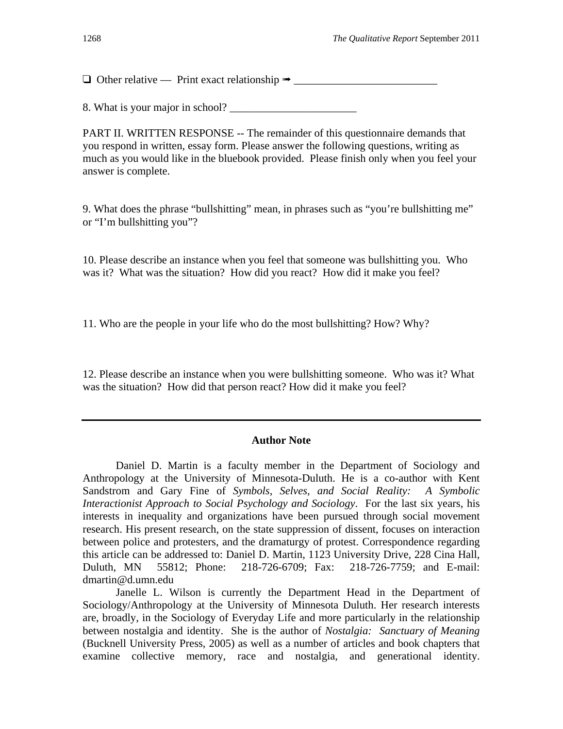❑ Other relative — Print exact relationship ➠ __________________________

8. What is your major in school? _______________________

PART II. WRITTEN RESPONSE -- The remainder of this questionnaire demands that you respond in written, essay form. Please answer the following questions, writing as much as you would like in the bluebook provided. Please finish only when you feel your answer is complete.

9. What does the phrase "bullshitting" mean, in phrases such as "you're bullshitting me" or "I'm bullshitting you"?

10. Please describe an instance when you feel that someone was bullshitting you. Who was it? What was the situation? How did you react? How did it make you feel?

11. Who are the people in your life who do the most bullshitting? How? Why?

12. Please describe an instance when you were bullshitting someone. Who was it? What was the situation? How did that person react? How did it make you feel?

---

## Author Note

Daniel D. Martin is a faculty member in the Department of Sociology and Anthropology at the University of Minnesota-Duluth. He is a co-author with Kent Sandstrom and Gary Fine of *Symbols, Selves, and Social Reality: A Symbolic Interactionist Approach to Social Psychology and Sociology*. For the last six years, his interests in inequality and organizations have been pursued through social movement research. His present research, on the state suppression of dissent, focuses on interaction between police and protesters, and the dramaturgy of protest. Correspondence regarding this article can be addressed to: Daniel D. Martin, 1123 University Drive, 228 Cina Hall, Duluth, MN 55812; Phone: 218-726-6709; Fax: 218-726-7759; and E-mail: dmartin@d.umn.edu

Janelle L. Wilson is currently the Department Head in the Department of Sociology/Anthropology at the University of Minnesota Duluth. Her research interests are, broadly, in the Sociology of Everyday Life and more particularly in the relationship between nostalgia and identity. She is the author of *Nostalgia: Sanctuary of Meaning* (Bucknell University Press, 2005) as well as a number of articles and book chapters that examine collective memory, race and nostalgia, and generational identity.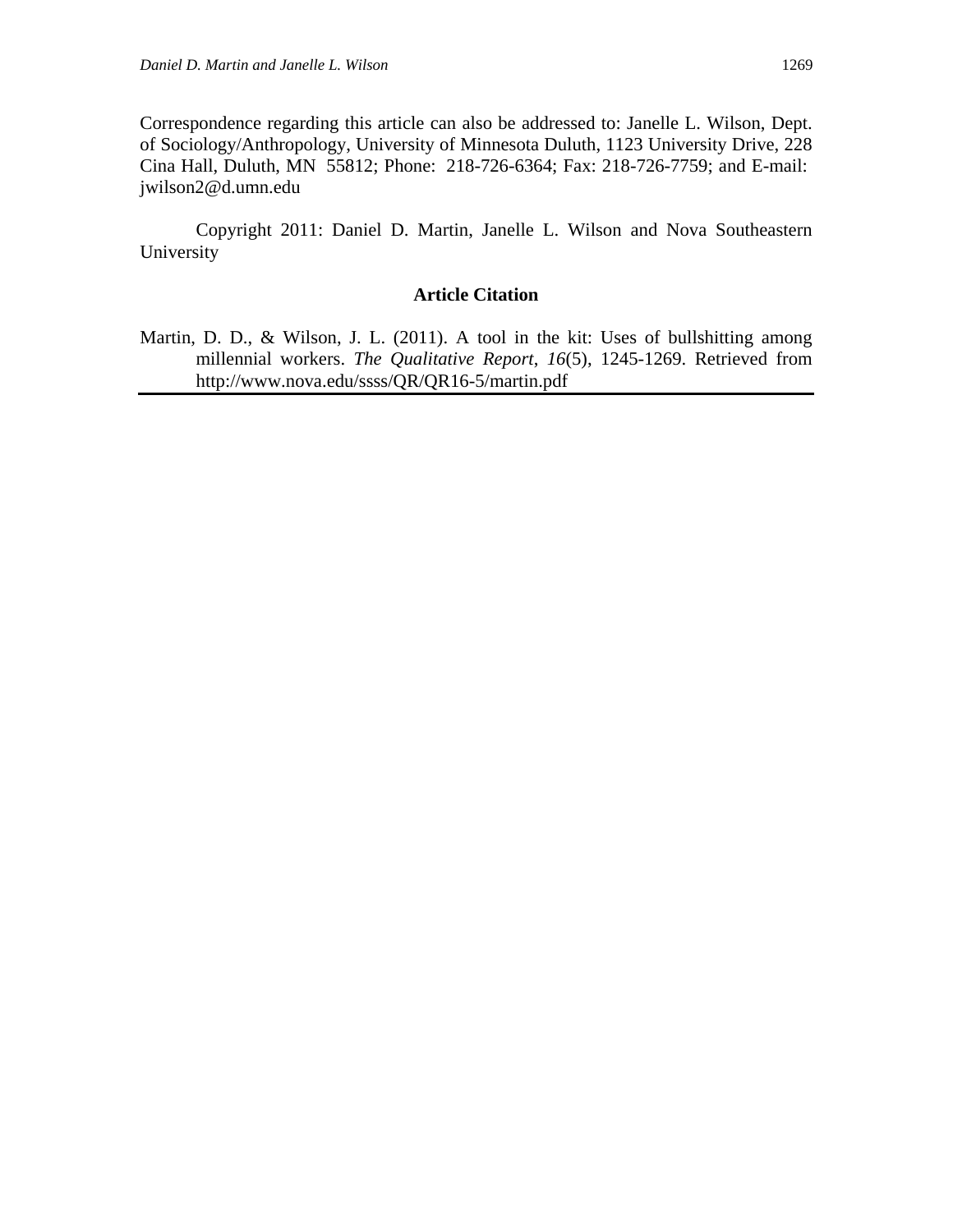Correspondence regarding this article can also be addressed to: Janelle L. Wilson, Dept. of Sociology/Anthropology, University of Minnesota Duluth, 1123 University Drive, 228 Cina Hall, Duluth, MN 55812; Phone: 218-726-6364; Fax: 218-726-7759; and E-mail: jwilson2@d.umn.edu

Copyright 2011: Daniel D. Martin, Janelle L. Wilson and Nova Southeastern University

## Article Citation

Martin, D. D., & Wilson, J. L. (2011). A tool in the kit: Uses of bullshitting among millennial workers. *The Qualitative Report*, *16*(5), 1245-1269. Retrieved from http://www.nova.edu/ssss/QR/QR16-5/martin.pdf